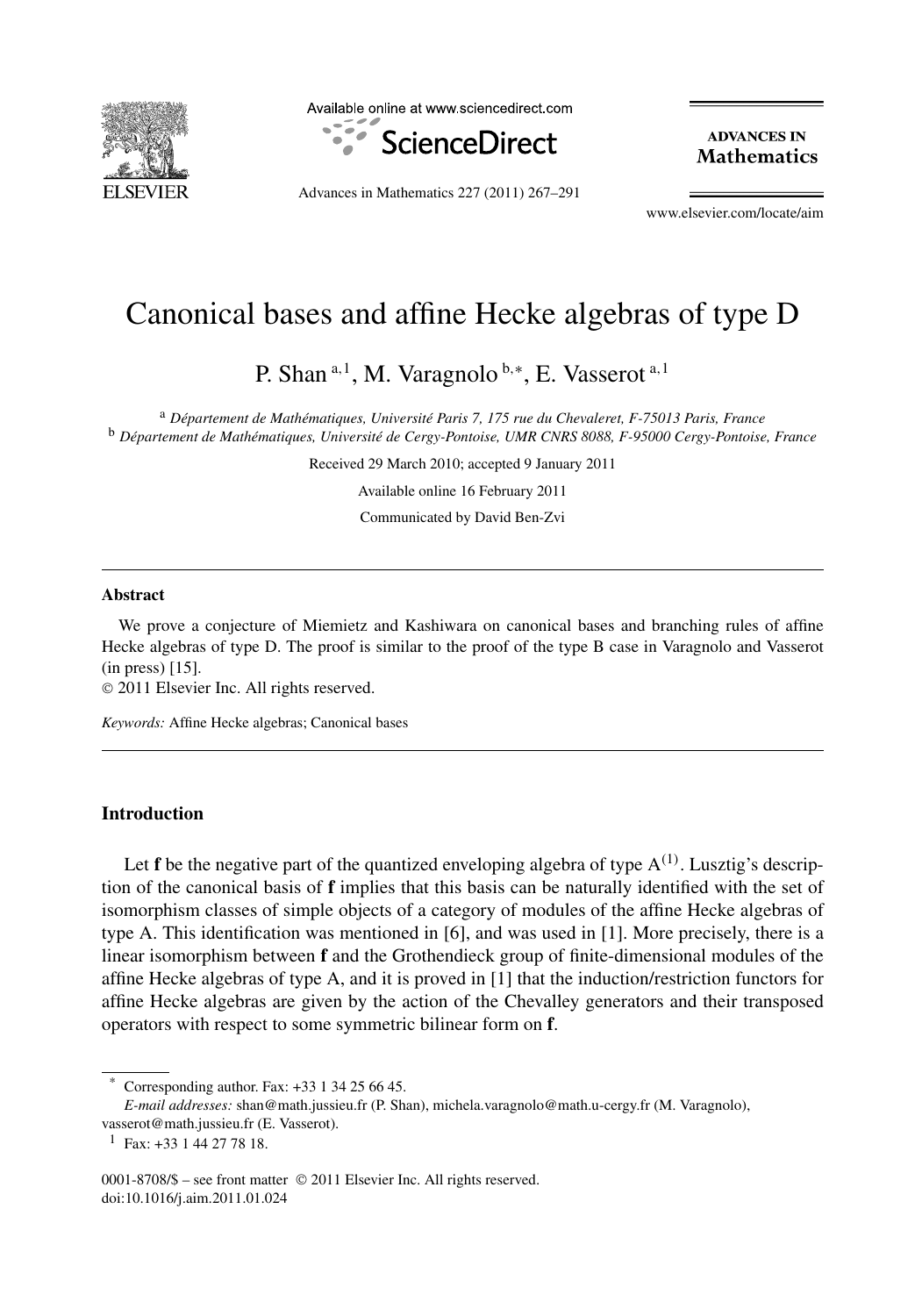# Canonical bases and affine Hecke algebras of type D

P. Shan [a,1], M. Varagnolo [b,*], E. Vasserot [a,1]

[a] *Département de Mathématiques, Université Paris 7, 175 rue du Chevaleret, F-75013 Paris, France*

[b] *Département de Mathématiques, Université de Cergy-Pontoise, UMR CNRS 8088, F-95000 Cergy-Pontoise, France*

Received 29 March 2010; accepted 9 January 2011

Available online 16 February 2011

Communicated by David Ben-Zvi

---

**Abstract**

We prove a conjecture of Miemietz and Kashiwara on canonical bases and branching rules of affine Hecke algebras of type D. The proof is similar to the proof of the type B case in Varagnolo and Vasserot (in press) [15].

© 2011 Elsevier Inc. All rights reserved.

*Keywords:* Affine Hecke algebras; Canonical bases

---

## Introduction

Let $\mathbf{f}$ be the negative part of the quantized enveloping algebra of type $A^{(1)}$. Lusztig's description of the canonical basis of $\mathbf{f}$ implies that this basis can be naturally identified with the set of isomorphism classes of simple objects of a category of modules of the affine Hecke algebras of type A. This identification was mentioned in [6], and was used in [1]. More precisely, there is a linear isomorphism between $\mathbf{f}$ and the Grothendieck group of finite-dimensional modules of the affine Hecke algebras of type A, and it is proved in [1] that the induction/restriction functors for affine Hecke algebras are given by the action of the Chevalley generators and their transposed operators with respect to some symmetric bilinear form on $\mathbf{f}$.

---

\* Corresponding author. Fax: +33 1 34 25 66 45.

*E-mail addresses:* shan@math.jussieu.fr (P. Shan), michela.varagnolo@math.u-cergy.fr (M. Varagnolo), vasserot@math.jussieu.fr (E. Vasserot).

[1] Fax: +33 1 44 27 78 18.

0001-8708/$ – see front matter © 2011 Elsevier Inc. All rights reserved.
doi:10.1016/j.aim.2011.01.024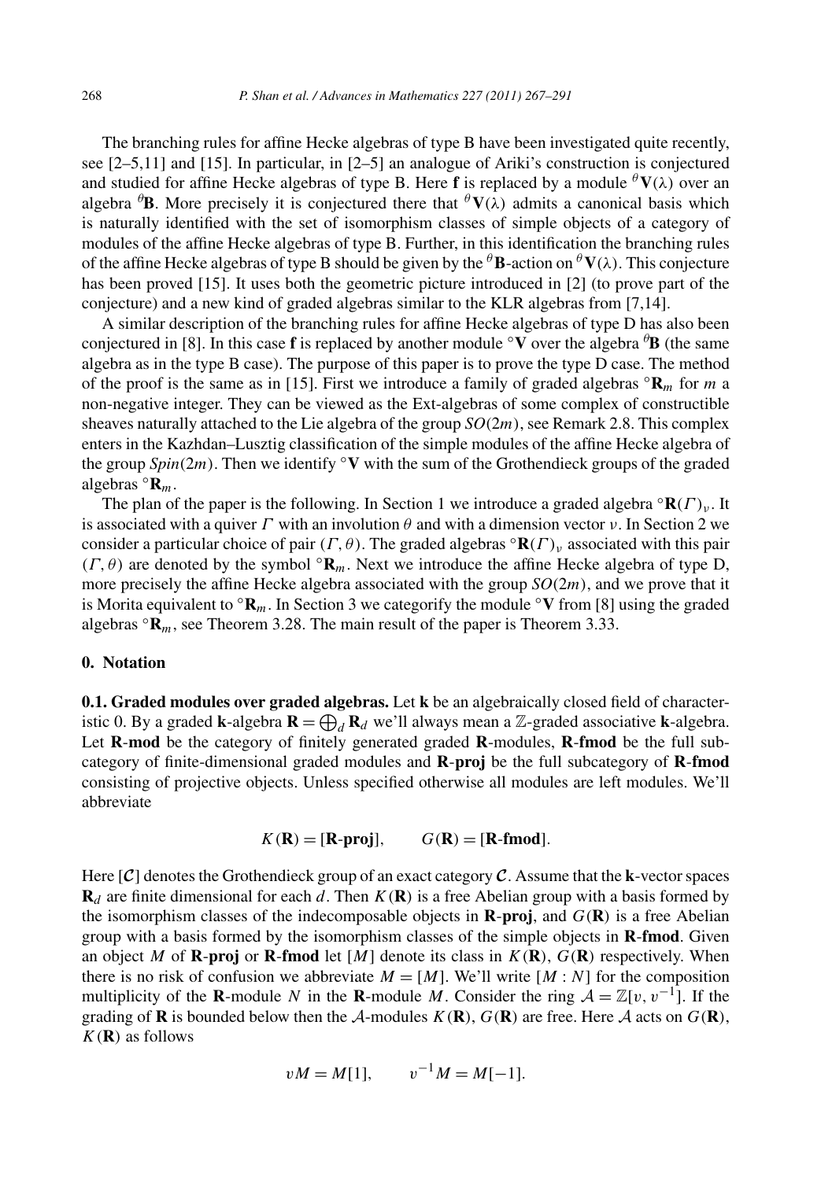The branching rules for affine Hecke algebras of type B have been investigated quite recently, see [2–5,11] and [15]. In particular, in [2–5] an analogue of Ariki's construction is conjectured and studied for affine Hecke algebras of type B. Here $\mathbf{f}$ is replaced by a module ${}^\theta\mathbf{V}(\lambda)$ over an algebra ${}^\theta\mathbf{B}$. More precisely it is conjectured there that ${}^\theta\mathbf{V}(\lambda)$ admits a canonical basis which is naturally identified with the set of isomorphism classes of simple objects of a category of modules of the affine Hecke algebras of type B. Further, in this identification the branching rules of the affine Hecke algebras of type B should be given by the ${}^\theta\mathbf{B}$-action on ${}^\theta\mathbf{V}(\lambda)$. This conjecture has been proved [15]. It uses both the geometric picture introduced in [2] (to prove part of the conjecture) and a new kind of graded algebras similar to the KLR algebras from [7,14].

A similar description of the branching rules for affine Hecke algebras of type D has also been conjectured in [8]. In this case $\mathbf{f}$ is replaced by another module ${}^\circ\mathbf{V}$ over the algebra ${}^\theta\mathbf{B}$ (the same algebra as in the type B case). The purpose of this paper is to prove the type D case. The method of the proof is the same as in [15]. First we introduce a family of graded algebras ${}^\circ\mathbf{R}_m$ for $m$ a non-negative integer. They can be viewed as the Ext-algebras of some complex of constructible sheaves naturally attached to the Lie algebra of the group $SO(2m)$, see Remark 2.8. This complex enters in the Kazhdan–Lusztig classification of the simple modules of the affine Hecke algebra of the group $Spin(2m)$. Then we identify ${}^\circ\mathbf{V}$ with the sum of the Grothendieck groups of the graded algebras ${}^\circ\mathbf{R}_m$.

The plan of the paper is the following. In Section 1 we introduce a graded algebra ${}^\circ\mathbf{R}(\Gamma)_\nu$. It is associated with a quiver $\Gamma$ with an involution $\theta$ and with a dimension vector $\nu$. In Section 2 we consider a particular choice of pair $(\Gamma, \theta)$. The graded algebras ${}^\circ\mathbf{R}(\Gamma)_\nu$ associated with this pair $(\Gamma, \theta)$ are denoted by the symbol ${}^\circ\mathbf{R}_m$. Next we introduce the affine Hecke algebra of type D, more precisely the affine Hecke algebra associated with the group $SO(2m)$, and we prove that it is Morita equivalent to ${}^\circ\mathbf{R}_m$. In Section 3 we categorify the module ${}^\circ\mathbf{V}$ from [8] using the graded algebras ${}^\circ\mathbf{R}_m$, see Theorem 3.28. The main result of the paper is Theorem 3.33.

## 0. Notation

**0.1. Graded modules over graded algebras.** Let $\mathbf{k}$ be an algebraically closed field of characteristic 0. By a graded $\mathbf{k}$-algebra $\mathbf{R} = \bigoplus_d \mathbf{R}_d$ we'll always mean a $\mathbb{Z}$-graded associative $\mathbf{k}$-algebra. Let $\mathbf{R}$-**mod** be the category of finitely generated graded $\mathbf{R}$-modules, $\mathbf{R}$-**fmod** be the full subcategory of finite-dimensional graded modules and $\mathbf{R}$-**proj** be the full subcategory of $\mathbf{R}$-**fmod** consisting of projective objects. Unless specified otherwise all modules are left modules. We'll abbreviate

$$K(\mathbf{R}) = [\mathbf{R}\text{-}\mathbf{proj}], \qquad G(\mathbf{R}) = [\mathbf{R}\text{-}\mathbf{fmod}].$$

Here $[\mathcal{C}]$ denotes the Grothendieck group of an exact category $\mathcal{C}$. Assume that the $\mathbf{k}$-vector spaces $\mathbf{R}_d$ are finite dimensional for each $d$. Then $K(\mathbf{R})$ is a free Abelian group with a basis formed by the isomorphism classes of the indecomposable objects in $\mathbf{R}$-**proj**, and $G(\mathbf{R})$ is a free Abelian group with a basis formed by the isomorphism classes of the simple objects in $\mathbf{R}$-**fmod**. Given an object $M$ of $\mathbf{R}$-**proj** or $\mathbf{R}$-**fmod** let $[M]$ denote its class in $K(\mathbf{R})$, $G(\mathbf{R})$ respectively. When there is no risk of confusion we abbreviate $M = [M]$. We'll write $[M : N]$ for the composition multiplicity of the $\mathbf{R}$-module $N$ in the $\mathbf{R}$-module $M$. Consider the ring $\mathcal{A} = \mathbb{Z}[v, v^{-1}]$. If the grading of $\mathbf{R}$ is bounded below then the $\mathcal{A}$-modules $K(\mathbf{R})$, $G(\mathbf{R})$ are free. Here $\mathcal{A}$ acts on $G(\mathbf{R})$, $K(\mathbf{R})$ as follows

$$vM = M[1], \qquad v^{-1}M = M[-1].$$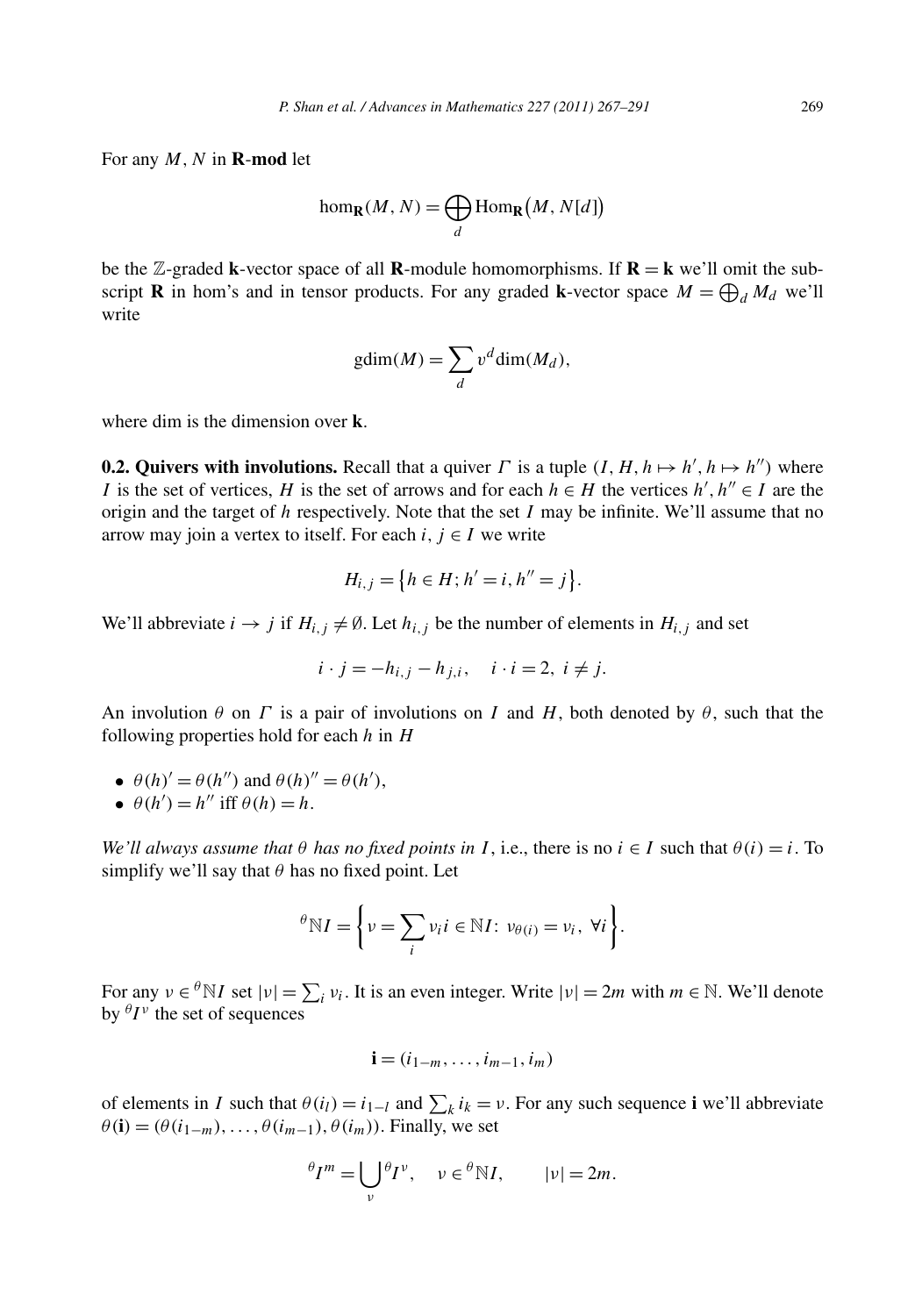For any $M, N$ in **R**-**mod** let

$$\mathrm{hom}_{\mathbf{R}}(M,N)=\bigoplus_d \mathrm{Hom}_{\mathbf{R}}\big(M,N[d]\big)$$

be the $\mathbb{Z}$-graded **k**-vector space of all **R**-module homomorphisms. If $\mathbf{R}=\mathbf{k}$ we'll omit the subscript **R** in hom's and in tensor products. For any graded **k**-vector space $M=\bigoplus_d M_d$ we'll write

$$\mathrm{gdim}(M)=\sum_d v^d \dim(M_d),$$

where dim is the dimension over **k**.

**0.2. Quivers with involutions.** Recall that a quiver $\Gamma$ is a tuple $(I,H,h\mapsto h',h\mapsto h'')$ where $I$ is the set of vertices, $H$ is the set of arrows and for each $h\in H$ the vertices $h',h''\in I$ are the origin and the target of $h$ respectively. Note that the set $I$ may be infinite. We'll assume that no arrow may join a vertex to itself. For each $i,j\in I$ we write

$$H_{i,j}=\big\{h\in H;\,h'=i,\,h''=j\big\}.$$

We'll abbreviate $i\to j$ if $H_{i,j}\neq\emptyset$. Let $h_{i,j}$ be the number of elements in $H_{i,j}$ and set

$$i\cdot j=-h_{i,j}-h_{j,i},\quad i\cdot i=2,\ i\neq j.$$

An involution $\theta$ on $\Gamma$ is a pair of involutions on $I$ and $H$, both denoted by $\theta$, such that the following properties hold for each $h$ in $H$

- $\theta(h)'=\theta(h'')$ and $\theta(h)''=\theta(h')$,
- $\theta(h')=h''$ iff $\theta(h)=h$.

*We'll always assume that $\theta$ has no fixed points in $I$*, i.e., there is no $i\in I$ such that $\theta(i)=i$. To simplify we'll say that $\theta$ has no fixed point. Let

$${}^{\theta}\mathbb{N}I=\left\{\nu=\sum_i \nu_i i\in\mathbb{N}I\colon\ \nu_{\theta(i)}=\nu_i,\ \forall i\right\}.$$

For any $\nu\in{}^{\theta}\mathbb{N}I$ set $|\nu|=\sum_i \nu_i$. It is an even integer. Write $|\nu|=2m$ with $m\in\mathbb{N}$. We'll denote by ${}^{\theta}I^{\nu}$ the set of sequences

$$\mathbf{i}=(i_{1-m},\dots,i_{m-1},i_m)$$

of elements in $I$ such that $\theta(i_l)=i_{1-l}$ and $\sum_k i_k=\nu$. For any such sequence $\mathbf{i}$ we'll abbreviate $\theta(\mathbf{i})=(\theta(i_{1-m}),\dots,\theta(i_{m-1}),\theta(i_m))$. Finally, we set

$${}^{\theta}I^m=\bigcup_{\nu}{}^{\theta}I^{\nu},\quad \nu\in{}^{\theta}\mathbb{N}I,\qquad |\nu|=2m.$$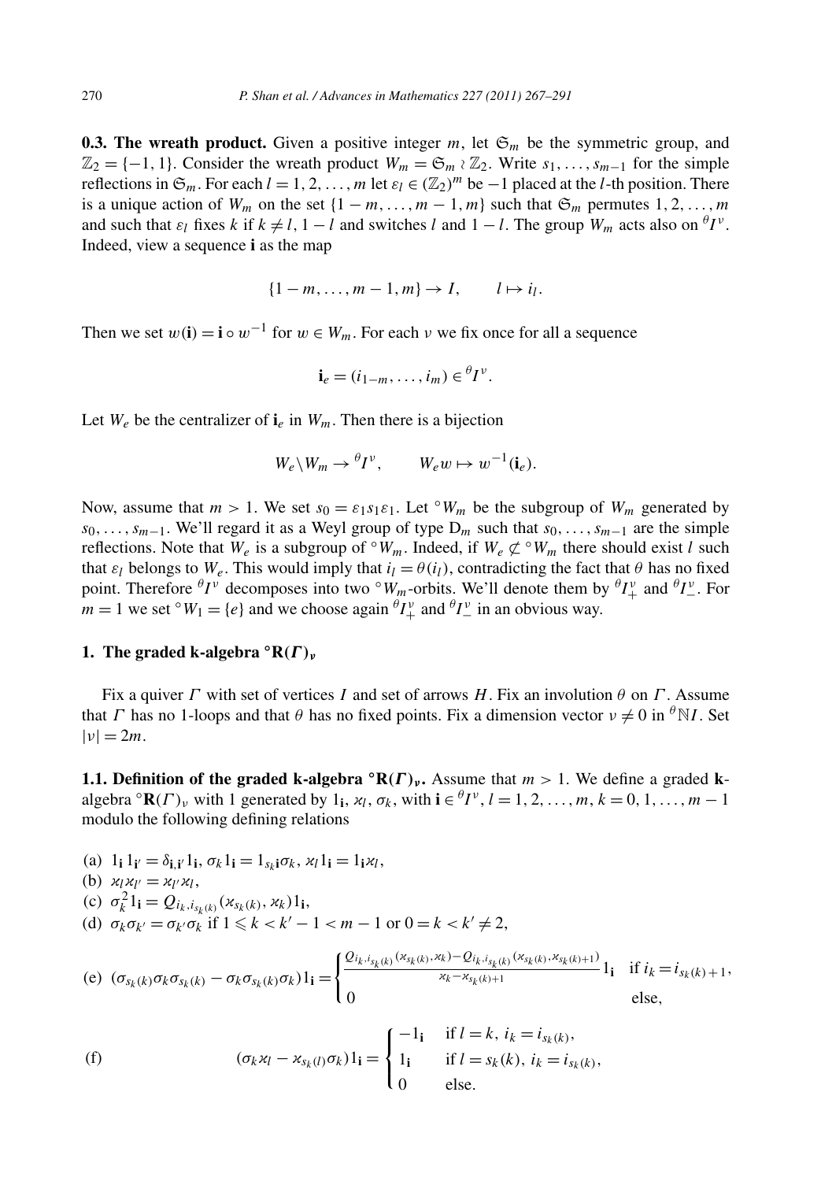**0.3. The wreath product.** Given a positive integer $m$, let $\mathfrak{S}_m$ be the symmetric group, and $\mathbb{Z}_2 = \{-1, 1\}$. Consider the wreath product $W_m = \mathfrak{S}_m \wr \mathbb{Z}_2$. Write $s_1, \ldots, s_{m-1}$ for the simple reflections in $\mathfrak{S}_m$. For each $l = 1, 2, \ldots, m$ let $\varepsilon_l \in (\mathbb{Z}_2)^m$ be $-1$ placed at the $l$-th position. There is a unique action of $W_m$ on the set $\{1-m, \ldots, m-1, m\}$ such that $\mathfrak{S}_m$ permutes $1, 2, \ldots, m$ and such that $\varepsilon_l$ fixes $k$ if $k \neq l, 1-l$ and switches $l$ and $1-l$. The group $W_m$ acts also on ${}^\theta I^\nu$. Indeed, view a sequence $\mathbf{i}$ as the map

$$\{1-m, \ldots, m-1, m\} \to I, \qquad l \mapsto i_l.$$

Then we set $w(\mathbf{i}) = \mathbf{i} \circ w^{-1}$ for $w \in W_m$. For each $\nu$ we fix once for all a sequence

$$\mathbf{i}_e = (i_{1-m}, \ldots, i_m) \in {}^\theta I^\nu.$$

Let $W_e$ be the centralizer of $\mathbf{i}_e$ in $W_m$. Then there is a bijection

$$W_e \backslash W_m \to {}^\theta I^\nu, \qquad W_e w \mapsto w^{-1}(\mathbf{i}_e).$$

Now, assume that $m > 1$. We set $s_0 = \varepsilon_1 s_1 \varepsilon_1$. Let ${}^\circ W_m$ be the subgroup of $W_m$ generated by $s_0, \ldots, s_{m-1}$. We'll regard it as a Weyl group of type $\mathrm{D}_m$ such that $s_0, \ldots, s_{m-1}$ are the simple reflections. Note that $W_e$ is a subgroup of ${}^\circ W_m$. Indeed, if $W_e \not\subset {}^\circ W_m$ there should exist $l$ such that $\varepsilon_l$ belongs to $W_e$. This would imply that $i_l = \theta(i_l)$, contradicting the fact that $\theta$ has no fixed point. Therefore ${}^\theta I^\nu$ decomposes into two ${}^\circ W_m$-orbits. We'll denote them by ${}^\theta I^\nu_+$ and ${}^\theta I^\nu_-$. For $m = 1$ we set ${}^\circ W_1 = \{e\}$ and we choose again ${}^\theta I^\nu_+$ and ${}^\theta I^\nu_-$ in an obvious way.

## 1. The graded k-algebra ${}^\circ\mathbf{R}(\Gamma)_\nu$

Fix a quiver $\Gamma$ with set of vertices $I$ and set of arrows $H$. Fix an involution $\theta$ on $\Gamma$. Assume that $\Gamma$ has no 1-loops and that $\theta$ has no fixed points. Fix a dimension vector $\nu \neq 0$ in ${}^\theta\mathbb{N}I$. Set $|\nu| = 2m$.

**1.1. Definition of the graded k-algebra ${}^\circ\mathbf{R}(\Gamma)_\nu$.** Assume that $m > 1$. We define a graded $\mathbf{k}$-algebra ${}^\circ\mathbf{R}(\Gamma)_\nu$ with 1 generated by $1_\mathbf{i}$, $\varkappa_l$, $\sigma_k$, with $\mathbf{i} \in {}^\theta I^\nu$, $l = 1, 2, \ldots, m$, $k = 0, 1, \ldots, m-1$ modulo the following defining relations

(a) $1_\mathbf{i} 1_{\mathbf{i}'} = \delta_{\mathbf{i},\mathbf{i}'} 1_\mathbf{i}$, $\sigma_k 1_\mathbf{i} = 1_{s_k \mathbf{i}} \sigma_k$, $\varkappa_l 1_\mathbf{i} = 1_\mathbf{i} \varkappa_l$,

(b) $\varkappa_l \varkappa_{l'} = \varkappa_{l'} \varkappa_l$,

(c) $\sigma_k^2 1_\mathbf{i} = Q_{i_k, i_{s_k(k)}}(\varkappa_{s_k(k)}, \varkappa_k) 1_\mathbf{i}$,

(d) $\sigma_k \sigma_{k'} = \sigma_{k'} \sigma_k$ if $1 \leqslant k < k'-1 < m-1$ or $0 = k < k' \neq 2$,

(e) $$(\sigma_{s_k(k)} \sigma_k \sigma_{s_k(k)} - \sigma_k \sigma_{s_k(k)} \sigma_k) 1_\mathbf{i} = \begin{cases} \dfrac{Q_{i_k, i_{s_k(k)}}(\varkappa_{s_k(k)}, \varkappa_k) - Q_{i_k, i_{s_k(k)}}(\varkappa_{s_k(k)}, \varkappa_{s_k(k)+1})}{\varkappa_k - \varkappa_{s_k(k)+1}} 1_\mathbf{i} & \text{if } i_k = i_{s_k(k)+1}, \\ 0 & \text{else,} \end{cases}$$

(f) $$(\sigma_k \varkappa_l - \varkappa_{s_k(l)} \sigma_k) 1_\mathbf{i} = \begin{cases} -1_\mathbf{i} & \text{if } l = k,\ i_k = i_{s_k(k)}, \\ 1_\mathbf{i} & \text{if } l = s_k(k),\ i_k = i_{s_k(k)}, \\ 0 & \text{else.} \end{cases}$$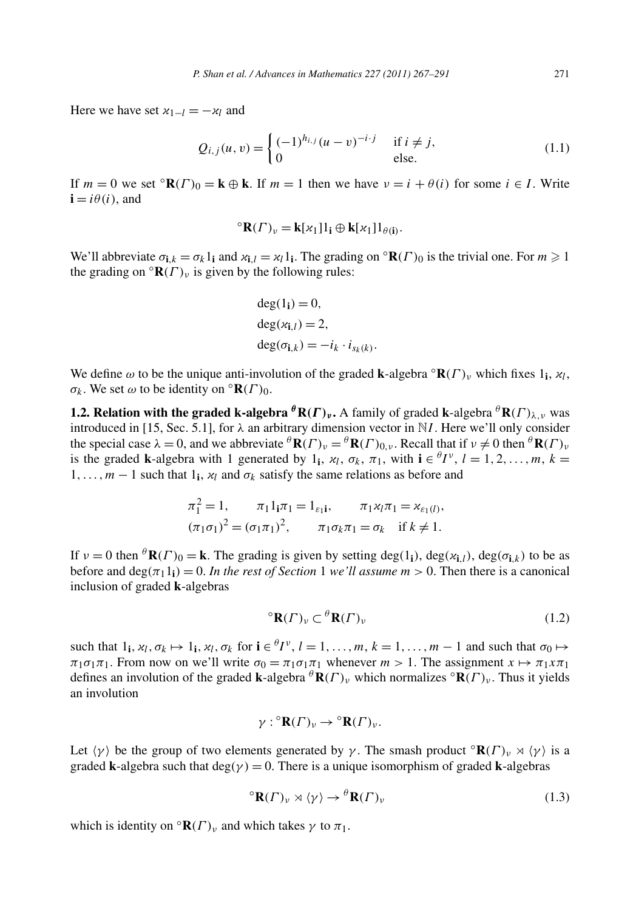Here we have set $\varkappa_{1-l} = -\varkappa_l$ and

$$Q_{i,j}(u,v) = \begin{cases} (-1)^{h_{i,j}}(u-v)^{-i\cdot j} & \text{if } i \neq j, \\ 0 & \text{else.} \end{cases} \tag{1.1}$$

If $m = 0$ we set ${}^{\circ}\mathbf{R}(\Gamma)_0 = \mathbf{k} \oplus \mathbf{k}$. If $m = 1$ then we have $\nu = i + \theta(i)$ for some $i \in I$. Write $\mathbf{i} = i\theta(i)$, and

$${}^{\circ}\mathbf{R}(\Gamma)_\nu = \mathbf{k}[\varkappa_1]1_{\mathbf{i}} \oplus \mathbf{k}[\varkappa_1]1_{\theta(\mathbf{i})}.$$

We'll abbreviate $\sigma_{\mathbf{i},k} = \sigma_k 1_{\mathbf{i}}$ and $\varkappa_{\mathbf{i},l} = \varkappa_l 1_{\mathbf{i}}$. The grading on ${}^{\circ}\mathbf{R}(\Gamma)_0$ is the trivial one. For $m \geqslant 1$ the grading on ${}^{\circ}\mathbf{R}(\Gamma)_\nu$ is given by the following rules:

$$\deg(1_{\mathbf{i}}) = 0,$$
$$\deg(\varkappa_{\mathbf{i},l}) = 2,$$
$$\deg(\sigma_{\mathbf{i},k}) = -i_k \cdot i_{s_k(k)}.$$

We define $\omega$ to be the unique anti-involution of the graded $\mathbf{k}$-algebra ${}^{\circ}\mathbf{R}(\Gamma)_\nu$ which fixes $1_{\mathbf{i}}$, $\varkappa_l$, $\sigma_k$. We set $\omega$ to be identity on ${}^{\circ}\mathbf{R}(\Gamma)_0$.

**1.2. Relation with the graded k-algebra ${}^{\theta}\mathbf{R}(\Gamma)_\nu$.** A family of graded $\mathbf{k}$-algebra ${}^{\theta}\mathbf{R}(\Gamma)_{\lambda,\nu}$ was introduced in [15, Sec. 5.1], for $\lambda$ an arbitrary dimension vector in $\mathbb{N}I$. Here we'll only consider the special case $\lambda = 0$, and we abbreviate ${}^{\theta}\mathbf{R}(\Gamma)_\nu = {}^{\theta}\mathbf{R}(\Gamma)_{0,\nu}$. Recall that if $\nu \neq 0$ then ${}^{\theta}\mathbf{R}(\Gamma)_\nu$ is the graded $\mathbf{k}$-algebra with 1 generated by $1_{\mathbf{i}}$, $\varkappa_l$, $\sigma_k$, $\pi_1$, with $\mathbf{i} \in {}^{\theta}I^\nu$, $l = 1, 2, \ldots, m$, $k = 1, \ldots, m-1$ such that $1_{\mathbf{i}}$, $\varkappa_l$ and $\sigma_k$ satisfy the same relations as before and

$$\pi_1^2 = 1, \qquad \pi_1 1_{\mathbf{i}} \pi_1 = 1_{\varepsilon_1 \mathbf{i}}, \qquad \pi_1 \varkappa_l \pi_1 = \varkappa_{\varepsilon_1(l)},$$
$$(\pi_1\sigma_1)^2 = (\sigma_1\pi_1)^2, \qquad \pi_1\sigma_k\pi_1 = \sigma_k \quad \text{if } k \neq 1.$$

If $\nu = 0$ then ${}^{\theta}\mathbf{R}(\Gamma)_0 = \mathbf{k}$. The grading is given by setting $\deg(1_{\mathbf{i}})$, $\deg(\varkappa_{\mathbf{i},l})$, $\deg(\sigma_{\mathbf{i},k})$ to be as before and $\deg(\pi_1 1_{\mathbf{i}}) = 0$. *In the rest of Section* 1 *we'll assume* $m > 0$. Then there is a canonical inclusion of graded $\mathbf{k}$-algebras

$${}^{\circ}\mathbf{R}(\Gamma)_\nu \subset {}^{\theta}\mathbf{R}(\Gamma)_\nu \tag{1.2}$$

such that $1_{\mathbf{i}}, \varkappa_l, \sigma_k \mapsto 1_{\mathbf{i}}, \varkappa_l, \sigma_k$ for $\mathbf{i} \in {}^{\theta}I^\nu$, $l = 1, \ldots, m$, $k = 1, \ldots, m-1$ and such that $\sigma_0 \mapsto \pi_1\sigma_1\pi_1$. From now on we'll write $\sigma_0 = \pi_1\sigma_1\pi_1$ whenever $m > 1$. The assignment $x \mapsto \pi_1 x \pi_1$ defines an involution of the graded $\mathbf{k}$-algebra ${}^{\theta}\mathbf{R}(\Gamma)_\nu$ which normalizes ${}^{\circ}\mathbf{R}(\Gamma)_\nu$. Thus it yields an involution

$$\gamma : {}^{\circ}\mathbf{R}(\Gamma)_\nu \to {}^{\circ}\mathbf{R}(\Gamma)_\nu.$$

Let $\langle\gamma\rangle$ be the group of two elements generated by $\gamma$. The smash product ${}^{\circ}\mathbf{R}(\Gamma)_\nu \rtimes \langle\gamma\rangle$ is a graded $\mathbf{k}$-algebra such that $\deg(\gamma) = 0$. There is a unique isomorphism of graded $\mathbf{k}$-algebras

$${}^{\circ}\mathbf{R}(\Gamma)_\nu \rtimes \langle\gamma\rangle \to {}^{\theta}\mathbf{R}(\Gamma)_\nu \tag{1.3}$$

which is identity on ${}^{\circ}\mathbf{R}(\Gamma)_\nu$ and which takes $\gamma$ to $\pi_1$.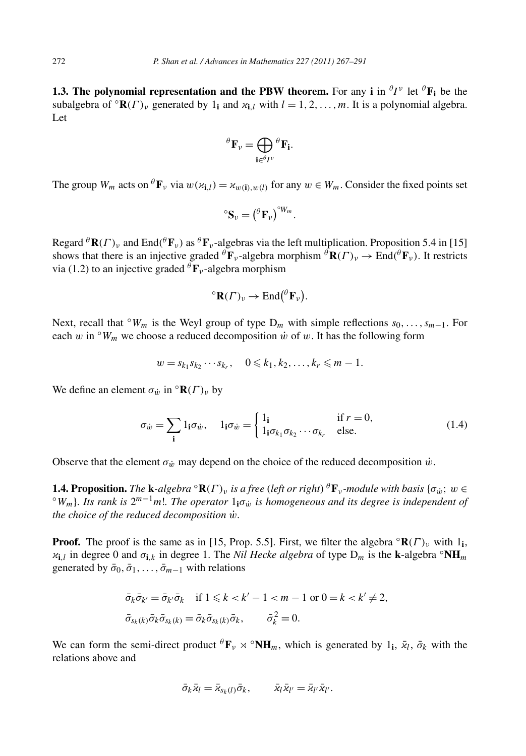**1.3. The polynomial representation and the PBW theorem.** For any $\mathbf{i}$ in ${}^\theta I^\nu$ let ${}^\theta\mathbf{F}_\mathbf{i}$ be the subalgebra of ${}^\circ\mathbf{R}(\Gamma)_\nu$ generated by $1_\mathbf{i}$ and $\varkappa_{\mathbf{i},l}$ with $l = 1, 2, \ldots, m$. It is a polynomial algebra. Let

$$ {}^\theta\mathbf{F}_\nu = \bigoplus_{\mathbf{i} \in {}^\theta I^\nu} {}^\theta\mathbf{F}_\mathbf{i}. $$

The group $W_m$ acts on ${}^\theta\mathbf{F}_\nu$ via $w(\varkappa_{\mathbf{i},l}) = \varkappa_{w(\mathbf{i}),w(l)}$ for any $w \in W_m$. Consider the fixed points set

$$ {}^\circ\mathbf{S}_\nu = \left({}^\theta\mathbf{F}_\nu\right)^{{}^\circ W_m}. $$

Regard ${}^\theta\mathbf{R}(\Gamma)_\nu$ and $\mathrm{End}({}^\theta\mathbf{F}_\nu)$ as ${}^\theta\mathbf{F}_\nu$-algebras via the left multiplication. Proposition 5.4 in [15] shows that there is an injective graded ${}^\theta\mathbf{F}_\nu$-algebra morphism ${}^\theta\mathbf{R}(\Gamma)_\nu \to \mathrm{End}({}^\theta\mathbf{F}_\nu)$. It restricts via (1.2) to an injective graded ${}^\theta\mathbf{F}_\nu$-algebra morphism

$$ {}^\circ\mathbf{R}(\Gamma)_\nu \to \mathrm{End}\left({}^\theta\mathbf{F}_\nu\right). $$

Next, recall that ${}^\circ W_m$ is the Weyl group of type $\mathrm{D}_m$ with simple reflections $s_0, \ldots, s_{m-1}$. For each $w$ in ${}^\circ W_m$ we choose a reduced decomposition $\dot{w}$ of $w$. It has the following form

$$ w = s_{k_1} s_{k_2} \cdots s_{k_r}, \quad 0 \leqslant k_1, k_2, \ldots, k_r \leqslant m-1. $$

We define an element $\sigma_{\dot{w}}$ in ${}^\circ\mathbf{R}(\Gamma)_\nu$ by

$$ \sigma_{\dot{w}} = \sum_{\mathbf{i}} 1_\mathbf{i}\sigma_{\dot{w}}, \quad 1_\mathbf{i}\sigma_{\dot{w}} = \begin{cases} 1_\mathbf{i} & \text{if } r = 0, \\ 1_\mathbf{i}\sigma_{k_1}\sigma_{k_2}\cdots\sigma_{k_r} & \text{else.} \end{cases} \tag{1.4} $$

Observe that the element $\sigma_{\dot{w}}$ may depend on the choice of the reduced decomposition $\dot{w}$.

**1.4. Proposition.** *The* $\mathbf{k}$*-algebra* ${}^\circ\mathbf{R}(\Gamma)_\nu$ *is a free (left or right)* ${}^\theta\mathbf{F}_\nu$*-module with basis* $\{\sigma_{\dot{w}};\ w \in {}^\circ W_m\}$. *Its rank is* $2^{m-1}m!$. *The operator* $1_\mathbf{i}\sigma_{\dot{w}}$ *is homogeneous and its degree is independent of the choice of the reduced decomposition* $\dot{w}$.

**Proof.** The proof is the same as in [15, Prop. 5.5]. First, we filter the algebra ${}^\circ\mathbf{R}(\Gamma)_\nu$ with $1_\mathbf{i}$, $\varkappa_{\mathbf{i},l}$ in degree 0 and $\sigma_{\mathbf{i},k}$ in degree 1. The *Nil Hecke algebra* of type $\mathrm{D}_m$ is the $\mathbf{k}$-algebra ${}^\circ\mathbf{NH}_m$ generated by $\bar{\sigma}_0, \bar{\sigma}_1, \ldots, \bar{\sigma}_{m-1}$ with relations

$$ \begin{aligned} &\bar{\sigma}_k\bar{\sigma}_{k'} = \bar{\sigma}_{k'}\bar{\sigma}_k \quad \text{if } 1 \leqslant k < k'-1 < m-1 \text{ or } 0 = k < k' \neq 2, \\ &\bar{\sigma}_{s_k(k)}\bar{\sigma}_k\bar{\sigma}_{s_k(k)} = \bar{\sigma}_k\bar{\sigma}_{s_k(k)}\bar{\sigma}_k, \qquad \bar{\sigma}_k^2 = 0. \end{aligned} $$

We can form the semi-direct product ${}^\theta\mathbf{F}_\nu \rtimes {}^\circ\mathbf{NH}_m$, which is generated by $1_\mathbf{i}$, $\bar{\varkappa}_l$, $\bar{\sigma}_k$ with the relations above and

$$ \bar{\sigma}_k\bar{\varkappa}_l = \bar{\varkappa}_{s_k(l)}\bar{\sigma}_k, \qquad \bar{\varkappa}_l\bar{\varkappa}_{l'} = \bar{\varkappa}_{l'}\bar{\varkappa}_{l'}. $$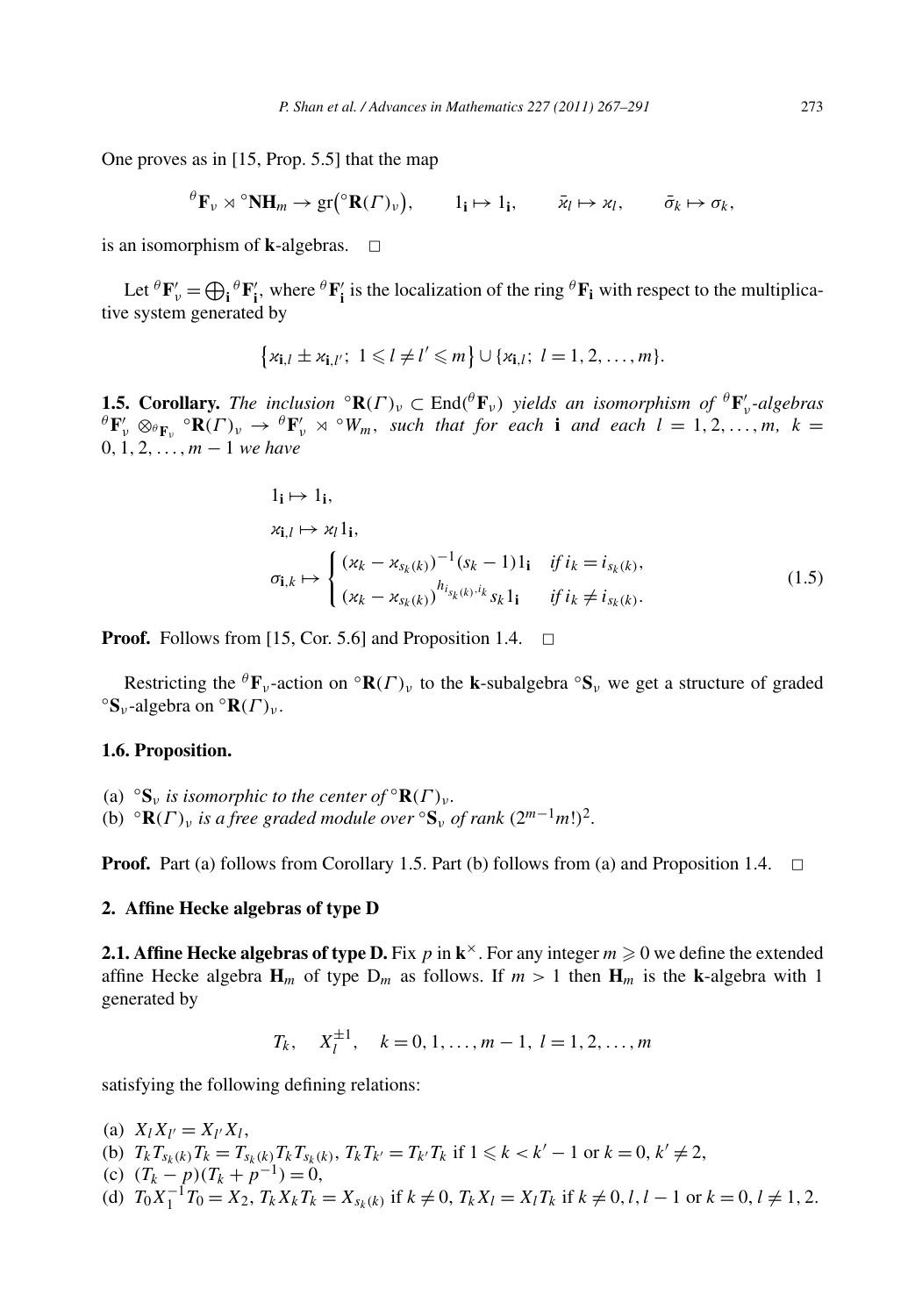One proves as in [15, Prop. 5.5] that the map

$$ {}^{\theta}\mathbf{F}_{\nu} \rtimes {}^{\circ}\mathbf{NH}_m \to \operatorname{gr}\big({}^{\circ}\mathbf{R}(\Gamma)_{\nu}\big), \qquad 1_{\mathbf{i}} \mapsto 1_{\mathbf{i}}, \qquad \bar{\varkappa}_l \mapsto \varkappa_l, \qquad \bar{\sigma}_k \mapsto \sigma_k, $$

is an isomorphism of $\mathbf{k}$-algebras. $\square$

Let ${}^{\theta}\mathbf{F}'_{\nu} = \bigoplus_{\mathbf{i}} {}^{\theta}\mathbf{F}'_{\mathbf{i}}$, where ${}^{\theta}\mathbf{F}'_{\mathbf{i}}$ is the localization of the ring ${}^{\theta}\mathbf{F}_{\mathbf{i}}$ with respect to the multiplicative system generated by

$$ \{\varkappa_{\mathbf{i},l} \pm \varkappa_{\mathbf{i},l'};\ 1 \leqslant l \neq l' \leqslant m\} \cup \{\varkappa_{\mathbf{i},l};\ l = 1, 2, \ldots, m\}. $$

**1.5. Corollary.** *The inclusion* ${}^{\circ}\mathbf{R}(\Gamma)_{\nu} \subset \operatorname{End}({}^{\theta}\mathbf{F}_{\nu})$ *yields an isomorphism of* ${}^{\theta}\mathbf{F}'_{\nu}$*-algebras* ${}^{\theta}\mathbf{F}'_{\nu} \otimes_{{}^{\theta}\mathbf{F}_{\nu}} {}^{\circ}\mathbf{R}(\Gamma)_{\nu} \to {}^{\theta}\mathbf{F}'_{\nu} \rtimes {}^{\circ}W_m$, *such that for each* $\mathbf{i}$ *and each* $l = 1, 2, \ldots, m$, $k = 0, 1, 2, \ldots, m-1$ *we have*

$$
\begin{aligned}
&1_{\mathbf{i}} \mapsto 1_{\mathbf{i}}, \\
&\varkappa_{\mathbf{i},l} \mapsto \varkappa_l 1_{\mathbf{i}}, \\
&\sigma_{\mathbf{i},k} \mapsto \begin{cases} (\varkappa_k - \varkappa_{s_k(k)})^{-1}(s_k - 1)1_{\mathbf{i}} & \text{if } i_k = i_{s_k(k)}, \\ (\varkappa_k - \varkappa_{s_k(k)})^{h_{i_{s_k(k)}, i_k}} s_k 1_{\mathbf{i}} & \text{if } i_k \neq i_{s_k(k)}. \end{cases}
\end{aligned}
\tag{1.5}
$$

**Proof.** Follows from [15, Cor. 5.6] and Proposition 1.4. $\square$

Restricting the ${}^{\theta}\mathbf{F}_{\nu}$-action on ${}^{\circ}\mathbf{R}(\Gamma)_{\nu}$ to the $\mathbf{k}$-subalgebra ${}^{\circ}\mathbf{S}_{\nu}$ we get a structure of graded ${}^{\circ}\mathbf{S}_{\nu}$-algebra on ${}^{\circ}\mathbf{R}(\Gamma)_{\nu}$.

### 1.6. Proposition.

(a) ${}^{\circ}\mathbf{S}_{\nu}$ *is isomorphic to the center of* ${}^{\circ}\mathbf{R}(\Gamma)_{\nu}$.
(b) ${}^{\circ}\mathbf{R}(\Gamma)_{\nu}$ *is a free graded module over* ${}^{\circ}\mathbf{S}_{\nu}$ *of rank* $(2^{m-1}m!)^2$.

**Proof.** Part (a) follows from Corollary 1.5. Part (b) follows from (a) and Proposition 1.4. $\square$

## 2. Affine Hecke algebras of type D

**2.1. Affine Hecke algebras of type D.** Fix $p$ in $\mathbf{k}^{\times}$. For any integer $m \geqslant 0$ we define the extended affine Hecke algebra $\mathbf{H}_m$ of type $\mathrm{D}_m$ as follows. If $m > 1$ then $\mathbf{H}_m$ is the $\mathbf{k}$-algebra with 1 generated by

$$ T_k, \quad X_l^{\pm 1}, \quad k = 0, 1, \ldots, m-1,\ l = 1, 2, \ldots, m $$

satisfying the following defining relations:

(a) $X_l X_{l'} = X_{l'} X_l$,
(b) $T_k T_{s_k(k)} T_k = T_{s_k(k)} T_k T_{s_k(k)}$, $T_k T_{k'} = T_{k'} T_k$ if $1 \leqslant k < k'-1$ or $k = 0, k' \neq 2$,
(c) $(T_k - p)(T_k + p^{-1}) = 0$,
(d) $T_0 X_1^{-1} T_0 = X_2$, $T_k X_k T_k = X_{s_k(k)}$ if $k \neq 0$, $T_k X_l = X_l T_k$ if $k \neq 0, l, l-1$ or $k = 0, l \neq 1, 2$.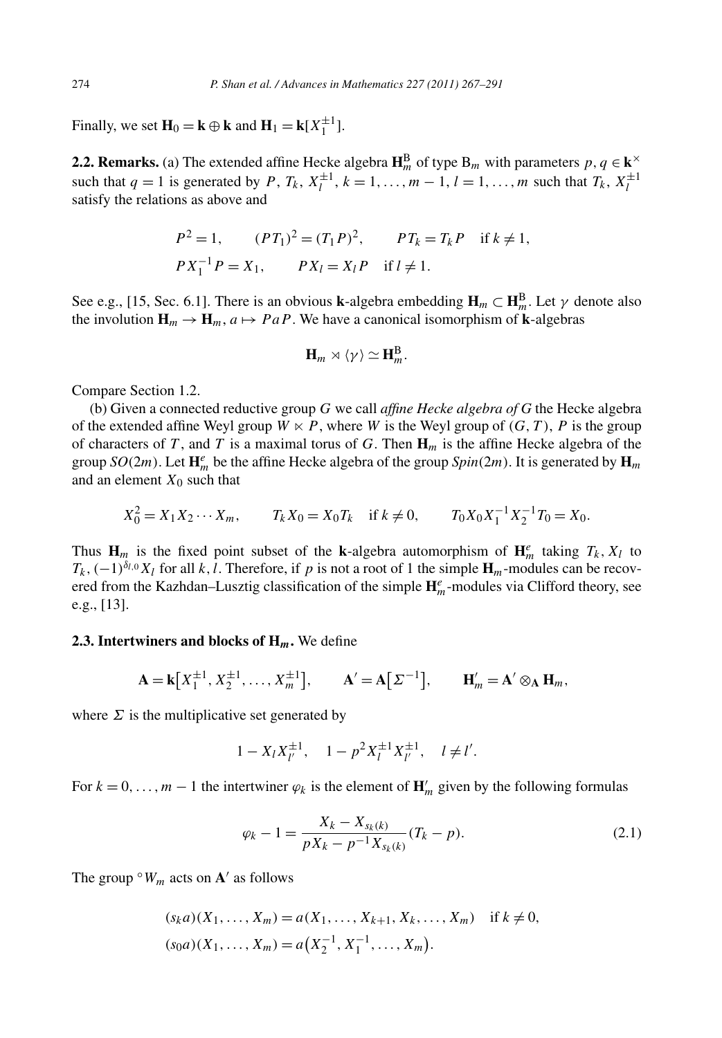Finally, we set $\mathbf{H}_0 = \mathbf{k} \oplus \mathbf{k}$ and $\mathbf{H}_1 = \mathbf{k}[X_1^{\pm 1}]$.

**2.2. Remarks.** (a) The extended affine Hecke algebra $\mathbf{H}_m^{\mathrm{B}}$ of type $\mathrm{B}_m$ with parameters $p, q \in \mathbf{k}^\times$ such that $q = 1$ is generated by $P$, $T_k$, $X_l^{\pm 1}$, $k = 1, \ldots, m-1$, $l = 1, \ldots, m$ such that $T_k$, $X_l^{\pm 1}$ satisfy the relations as above and

$$P^2 = 1, \qquad (PT_1)^2 = (T_1 P)^2, \qquad PT_k = T_k P \quad \text{if } k \neq 1,$$
$$PX_1^{-1}P = X_1, \qquad PX_l = X_l P \quad \text{if } l \neq 1.$$

See e.g., [15, Sec. 6.1]. There is an obvious $\mathbf{k}$-algebra embedding $\mathbf{H}_m \subset \mathbf{H}_m^{\mathrm{B}}$. Let $\gamma$ denote also the involution $\mathbf{H}_m \to \mathbf{H}_m$, $a \mapsto PaP$. We have a canonical isomorphism of $\mathbf{k}$-algebras

$$\mathbf{H}_m \rtimes \langle \gamma \rangle \simeq \mathbf{H}_m^{\mathrm{B}}.$$

Compare Section 1.2.

(b) Given a connected reductive group $G$ we call *affine Hecke algebra of $G$* the Hecke algebra of the extended affine Weyl group $W \ltimes P$, where $W$ is the Weyl group of $(G, T)$, $P$ is the group of characters of $T$, and $T$ is a maximal torus of $G$. Then $\mathbf{H}_m$ is the affine Hecke algebra of the group $SO(2m)$. Let $\mathbf{H}_m^e$ be the affine Hecke algebra of the group $Spin(2m)$. It is generated by $\mathbf{H}_m$ and an element $X_0$ such that

$$X_0^2 = X_1 X_2 \cdots X_m, \qquad T_k X_0 = X_0 T_k \quad \text{if } k \neq 0, \qquad T_0 X_0 X_1^{-1} X_2^{-1} T_0 = X_0.$$

Thus $\mathbf{H}_m$ is the fixed point subset of the $\mathbf{k}$-algebra automorphism of $\mathbf{H}_m^e$ taking $T_k, X_l$ to $T_k, (-1)^{\delta_{l,0}} X_l$ for all $k, l$. Therefore, if $p$ is not a root of 1 the simple $\mathbf{H}_m$-modules can be recovered from the Kazhdan–Lusztig classification of the simple $\mathbf{H}_m^e$-modules via Clifford theory, see e.g., [13].

**2.3. Intertwiners and blocks of $\mathbf{H}_m$.** We define

$$\mathbf{A} = \mathbf{k}\big[X_1^{\pm 1}, X_2^{\pm 1}, \ldots, X_m^{\pm 1}\big], \qquad \mathbf{A}' = \mathbf{A}\big[\Sigma^{-1}\big], \qquad \mathbf{H}_m' = \mathbf{A}' \otimes_{\mathbf{A}} \mathbf{H}_m,$$

where $\Sigma$ is the multiplicative set generated by

$$1 - X_l X_{l'}^{\pm 1}, \quad 1 - p^2 X_l^{\pm 1} X_{l'}^{\pm 1}, \quad l \neq l'.$$

For $k = 0, \ldots, m-1$ the intertwiner $\varphi_k$ is the element of $\mathbf{H}_m'$ given by the following formulas

$$\varphi_k - 1 = \frac{X_k - X_{s_k(k)}}{pX_k - p^{-1} X_{s_k(k)}} (T_k - p). \tag{2.1}$$

The group ${}^\circ W_m$ acts on $\mathbf{A}'$ as follows

$$(s_k a)(X_1, \ldots, X_m) = a(X_1, \ldots, X_{k+1}, X_k, \ldots, X_m) \quad \text{if } k \neq 0,$$
$$(s_0 a)(X_1, \ldots, X_m) = a\big(X_2^{-1}, X_1^{-1}, \ldots, X_m\big).$$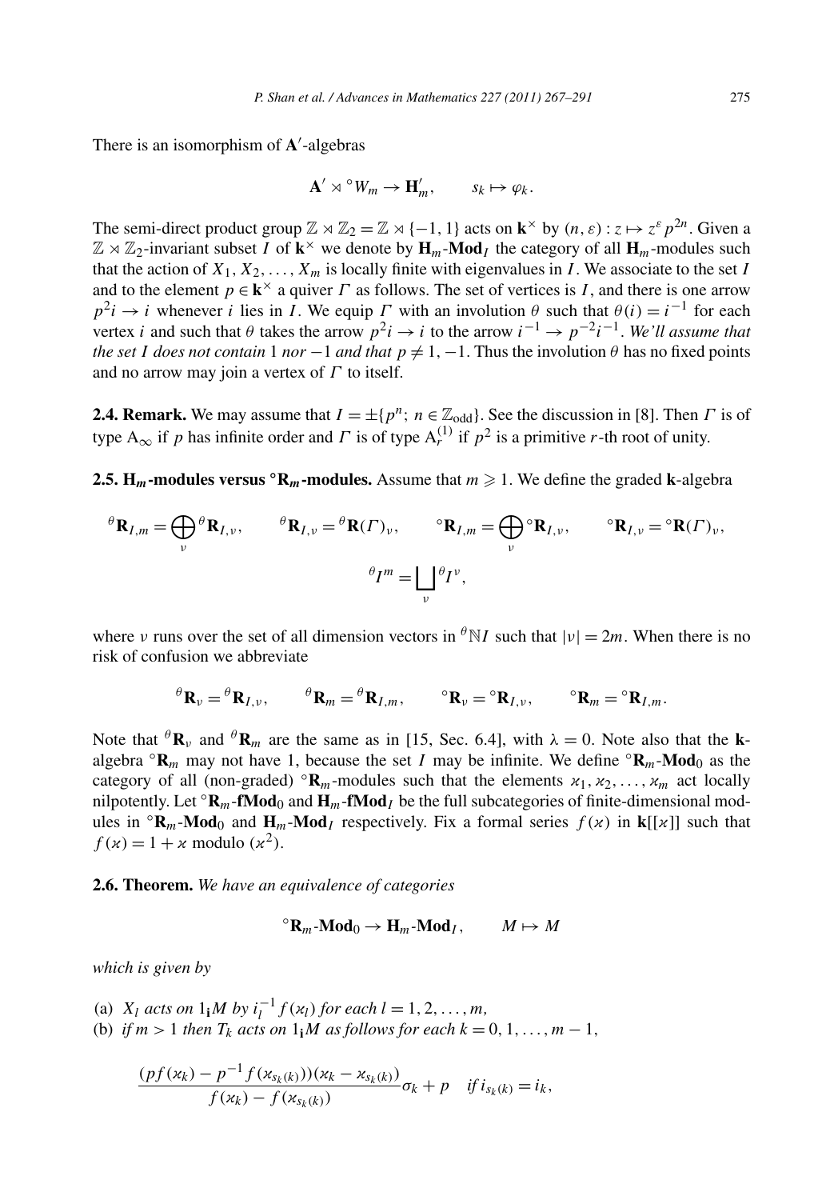There is an isomorphism of $\mathbf{A}'$-algebras

$$\mathbf{A}' \rtimes {}^\circ W_m \to \mathbf{H}'_m, \qquad s_k \mapsto \varphi_k.$$

The semi-direct product group $\mathbb{Z} \rtimes \mathbb{Z}_2 = \mathbb{Z} \rtimes \{-1, 1\}$ acts on $\mathbf{k}^\times$ by $(n, \varepsilon) : z \mapsto z^\varepsilon p^{2n}$. Given a $\mathbb{Z} \rtimes \mathbb{Z}_2$-invariant subset $I$ of $\mathbf{k}^\times$ we denote by $\mathbf{H}_m$-$\mathbf{Mod}_I$ the category of all $\mathbf{H}_m$-modules such that the action of $X_1, X_2, \dots, X_m$ is locally finite with eigenvalues in $I$. We associate to the set $I$ and to the element $p \in \mathbf{k}^\times$ a quiver $\Gamma$ as follows. The set of vertices is $I$, and there is one arrow $p^2 i \to i$ whenever $i$ lies in $I$. We equip $\Gamma$ with an involution $\theta$ such that $\theta(i) = i^{-1}$ for each vertex $i$ and such that $\theta$ takes the arrow $p^2 i \to i$ to the arrow $i^{-1} \to p^{-2} i^{-1}$. *We'll assume that the set $I$ does not contain* 1 *nor* $-1$ *and that* $p \neq 1, -1$. Thus the involution $\theta$ has no fixed points and no arrow may join a vertex of $\Gamma$ to itself.

**2.4. Remark.** We may assume that $I = \pm\{p^n;\ n \in \mathbb{Z}_{\mathrm{odd}}\}$. See the discussion in [8]. Then $\Gamma$ is of type $\mathrm{A}_\infty$ if $p$ has infinite order and $\Gamma$ is of type $\mathrm{A}_r^{(1)}$ if $p^2$ is a primitive $r$-th root of unity.

**2.5. $\mathbf{H}_m$-modules versus ${}^\circ\mathbf{R}_m$-modules.** Assume that $m \geqslant 1$. We define the graded $\mathbf{k}$-algebra

$$ {}^\theta\mathbf{R}_{I,m} = \bigoplus_\nu {}^\theta\mathbf{R}_{I,\nu}, \qquad {}^\theta\mathbf{R}_{I,\nu} = {}^\theta\mathbf{R}(\Gamma)_\nu, \qquad {}^\circ\mathbf{R}_{I,m} = \bigoplus_\nu {}^\circ\mathbf{R}_{I,\nu}, \qquad {}^\circ\mathbf{R}_{I,\nu} = {}^\circ\mathbf{R}(\Gamma)_\nu,$$

$$ {}^\theta I^m = \bigsqcup_\nu {}^\theta I^\nu, $$

where $\nu$ runs over the set of all dimension vectors in ${}^\theta\mathbb{N}I$ such that $|\nu| = 2m$. When there is no risk of confusion we abbreviate

$$ {}^\theta\mathbf{R}_\nu = {}^\theta\mathbf{R}_{I,\nu}, \qquad {}^\theta\mathbf{R}_m = {}^\theta\mathbf{R}_{I,m}, \qquad {}^\circ\mathbf{R}_\nu = {}^\circ\mathbf{R}_{I,\nu}, \qquad {}^\circ\mathbf{R}_m = {}^\circ\mathbf{R}_{I,m}. $$

Note that ${}^\theta\mathbf{R}_\nu$ and ${}^\theta\mathbf{R}_m$ are the same as in [15, Sec. 6.4], with $\lambda = 0$. Note also that the $\mathbf{k}$-algebra ${}^\circ\mathbf{R}_m$ may not have 1, because the set $I$ may be infinite. We define ${}^\circ\mathbf{R}_m$-$\mathbf{Mod}_0$ as the category of all (non-graded) ${}^\circ\mathbf{R}_m$-modules such that the elements $\varkappa_1, \varkappa_2, \dots, \varkappa_m$ act locally nilpotently. Let ${}^\circ\mathbf{R}_m$-$\mathbf{fMod}_0$ and $\mathbf{H}_m$-$\mathbf{fMod}_I$ be the full subcategories of finite-dimensional modules in ${}^\circ\mathbf{R}_m$-$\mathbf{Mod}_0$ and $\mathbf{H}_m$-$\mathbf{Mod}_I$ respectively. Fix a formal series $f(\varkappa)$ in $\mathbf{k}[[\varkappa]]$ such that $f(\varkappa) = 1 + \varkappa$ modulo $(\varkappa^2)$.

**2.6. Theorem.** *We have an equivalence of categories*

$$ {}^\circ\mathbf{R}_m\text{-}\mathbf{Mod}_0 \to \mathbf{H}_m\text{-}\mathbf{Mod}_I, \qquad M \mapsto M $$

*which is given by*

(a) *$X_l$ acts on $1_\mathbf{i}M$ by $i_l^{-1} f(\varkappa_l)$ for each $l = 1, 2, \dots, m$,*
(b) *if $m > 1$ then $T_k$ acts on $1_\mathbf{i}M$ as follows for each $k = 0, 1, \dots, m-1$,*

$$ \frac{(pf(\varkappa_k) - p^{-1} f(\varkappa_{s_k(k)}))(\varkappa_k - \varkappa_{s_k(k)})}{f(\varkappa_k) - f(\varkappa_{s_k(k)})}\sigma_k + p \quad \text{if } i_{s_k(k)} = i_k, $$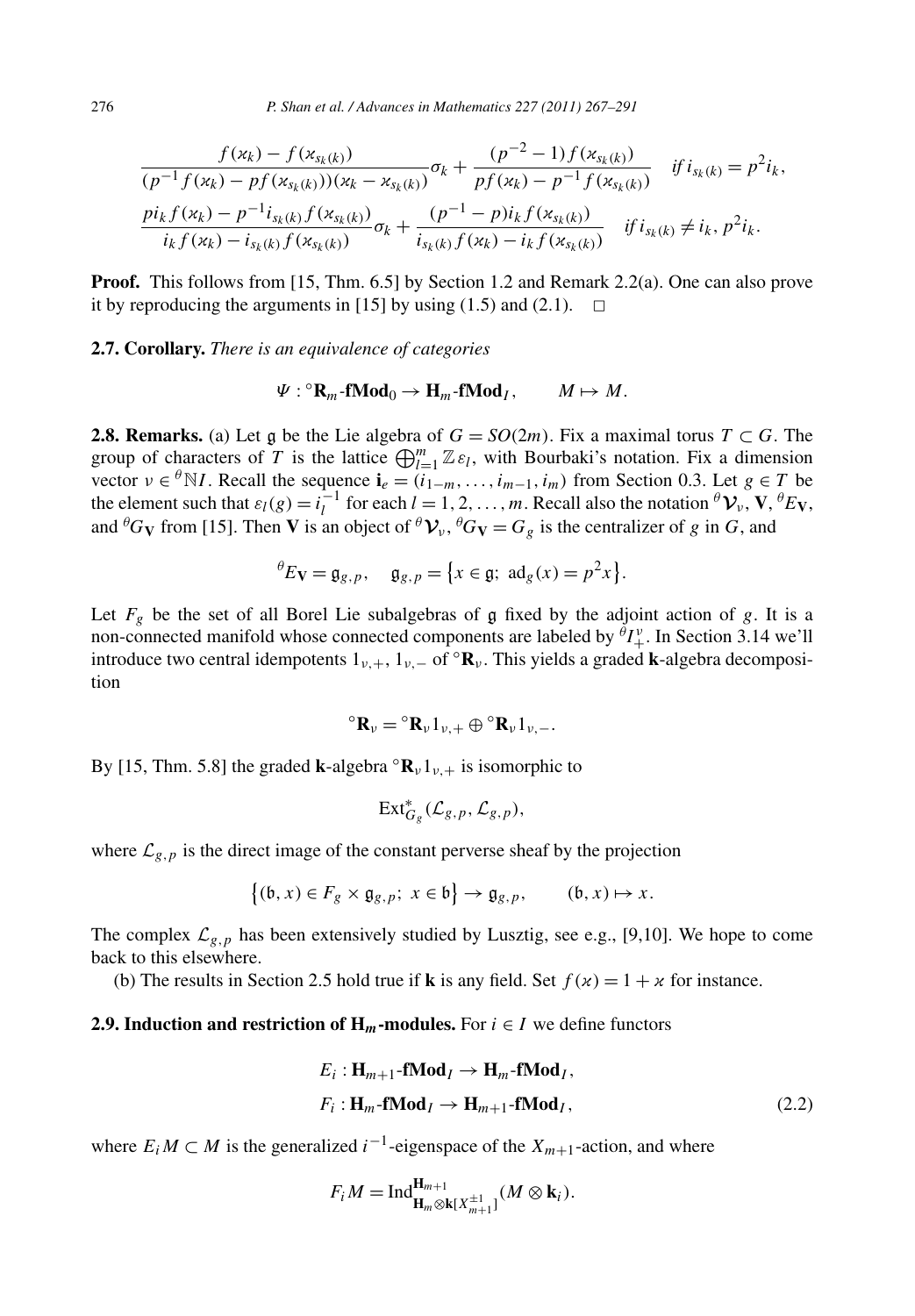$$\frac{f(\varkappa_k) - f(\varkappa_{s_k(k)})}{(p^{-1}f(\varkappa_k) - pf(\varkappa_{s_k(k)}))(\varkappa_k - \varkappa_{s_k(k)})}\sigma_k + \frac{(p^{-2}-1)f(\varkappa_{s_k(k)})}{pf(\varkappa_k) - p^{-1}f(\varkappa_{s_k(k)})} \quad \text{if } i_{s_k(k)} = p^2 i_k,$$

$$\frac{pi_k f(\varkappa_k) - p^{-1} i_{s_k(k)} f(\varkappa_{s_k(k)})}{i_k f(\varkappa_k) - i_{s_k(k)} f(\varkappa_{s_k(k)})}\sigma_k + \frac{(p^{-1}-p) i_k f(\varkappa_{s_k(k)})}{i_{s_k(k)} f(\varkappa_k) - i_k f(\varkappa_{s_k(k)})} \quad \text{if } i_{s_k(k)} \neq i_k, p^2 i_k.$$

**Proof.** This follows from [15, Thm. 6.5] by Section 1.2 and Remark 2.2(a). One can also prove it by reproducing the arguments in [15] by using (1.5) and (2.1). $\square$

**2.7. Corollary.** *There is an equivalence of categories*

$$\Psi : {}^{\circ}\mathbf{R}_m\text{-}\mathbf{fMod}_0 \to \mathbf{H}_m\text{-}\mathbf{fMod}_I, \qquad M \mapsto M.$$

**2.8. Remarks.** (a) Let $\mathfrak{g}$ be the Lie algebra of $G = SO(2m)$. Fix a maximal torus $T \subset G$. The group of characters of $T$ is the lattice $\bigoplus_{l=1}^m \mathbb{Z}\varepsilon_l$, with Bourbaki's notation. Fix a dimension vector $\nu \in {}^{\theta}\mathbb{N}I$. Recall the sequence $\mathbf{i}_e = (i_{1-m}, \dots, i_{m-1}, i_m)$ from Section 0.3. Let $g \in T$ be the element such that $\varepsilon_l(g) = i_l^{-1}$ for each $l = 1, 2, \dots, m$. Recall also the notation ${}^{\theta}\mathcal{V}_\nu$, $\mathbf{V}$, ${}^{\theta}E_{\mathbf{V}}$, and ${}^{\theta}G_{\mathbf{V}}$ from [15]. Then $\mathbf{V}$ is an object of ${}^{\theta}\mathcal{V}_\nu$, ${}^{\theta}G_{\mathbf{V}} = G_g$ is the centralizer of $g$ in $G$, and

$${}^{\theta}E_{\mathbf{V}} = \mathfrak{g}_{g,p}, \quad \mathfrak{g}_{g,p} = \{x \in \mathfrak{g};\ \mathrm{ad}_g(x) = p^2 x\}.$$

Let $F_g$ be the set of all Borel Lie subalgebras of $\mathfrak{g}$ fixed by the adjoint action of $g$. It is a non-connected manifold whose connected components are labeled by ${}^{\theta}I_+^{\nu}$. In Section 3.14 we'll introduce two central idempotents $1_{\nu,+}$, $1_{\nu,-}$ of ${}^{\circ}\mathbf{R}_\nu$. This yields a graded $\mathbf{k}$-algebra decomposition

$${}^{\circ}\mathbf{R}_\nu = {}^{\circ}\mathbf{R}_\nu 1_{\nu,+} \oplus {}^{\circ}\mathbf{R}_\nu 1_{\nu,-}.$$

By [15, Thm. 5.8] the graded $\mathbf{k}$-algebra ${}^{\circ}\mathbf{R}_\nu 1_{\nu,+}$ is isomorphic to

$$\mathrm{Ext}^*_{G_g}(\mathcal{L}_{g,p}, \mathcal{L}_{g,p}),$$

where $\mathcal{L}_{g,p}$ is the direct image of the constant perverse sheaf by the projection

$$\{(\mathfrak{b}, x) \in F_g \times \mathfrak{g}_{g,p};\ x \in \mathfrak{b}\} \to \mathfrak{g}_{g,p}, \qquad (\mathfrak{b}, x) \mapsto x.$$

The complex $\mathcal{L}_{g,p}$ has been extensively studied by Lusztig, see e.g., [9,10]. We hope to come back to this elsewhere.

(b) The results in Section 2.5 hold true if $\mathbf{k}$ is any field. Set $f(\varkappa) = 1 + \varkappa$ for instance.

**2.9. Induction and restriction of $\mathbf{H}_m$-modules.** For $i \in I$ we define functors

$$E_i : \mathbf{H}_{m+1}\text{-}\mathbf{fMod}_I \to \mathbf{H}_m\text{-}\mathbf{fMod}_I,$$
$$F_i : \mathbf{H}_m\text{-}\mathbf{fMod}_I \to \mathbf{H}_{m+1}\text{-}\mathbf{fMod}_I, \tag{2.2}$$

where $E_i M \subset M$ is the generalized $i^{-1}$-eigenspace of the $X_{m+1}$-action, and where

$$F_i M = \mathrm{Ind}_{\mathbf{H}_m \otimes \mathbf{k}[X_{m+1}^{\pm 1}]}^{\mathbf{H}_{m+1}} (M \otimes \mathbf{k}_i).$$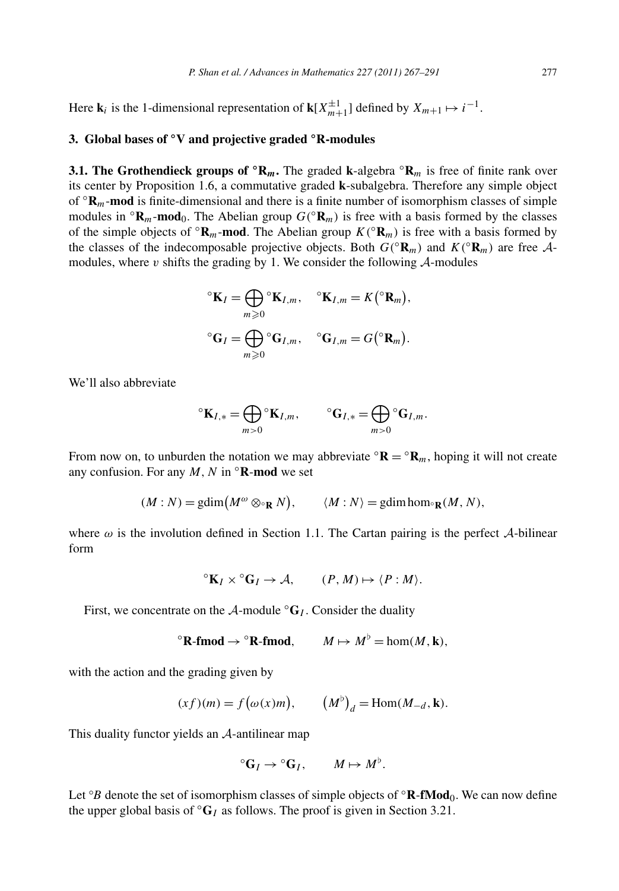Here $\mathbf{k}_i$ is the 1-dimensional representation of $\mathbf{k}[X_{m+1}^{\pm 1}]$ defined by $X_{m+1} \mapsto i^{-1}$.

## 3. Global bases of $^\circ\mathbf{V}$ and projective graded $^\circ\mathbf{R}$-modules

**3.1. The Grothendieck groups of $^\circ\mathbf{R}_m$.** The graded $\mathbf{k}$-algebra $^\circ\mathbf{R}_m$ is free of finite rank over its center by Proposition 1.6, a commutative graded $\mathbf{k}$-subalgebra. Therefore any simple object of $^\circ\mathbf{R}_m$-**mod** is finite-dimensional and there is a finite number of isomorphism classes of simple modules in $^\circ\mathbf{R}_m$-**mod**$_0$. The Abelian group $G(^\circ\mathbf{R}_m)$ is free with a basis formed by the classes of the simple objects of $^\circ\mathbf{R}_m$-**mod**. The Abelian group $K(^\circ\mathbf{R}_m)$ is free with a basis formed by the classes of the indecomposable projective objects. Both $G(^\circ\mathbf{R}_m)$ and $K(^\circ\mathbf{R}_m)$ are free $\mathcal{A}$-modules, where $v$ shifts the grading by 1. We consider the following $\mathcal{A}$-modules

$$^\circ\mathbf{K}_I = \bigoplus_{m \geqslant 0} {}^\circ\mathbf{K}_{I,m}, \quad {}^\circ\mathbf{K}_{I,m} = K\big(^\circ\mathbf{R}_m\big),$$
$$^\circ\mathbf{G}_I = \bigoplus_{m \geqslant 0} {}^\circ\mathbf{G}_{I,m}, \quad {}^\circ\mathbf{G}_{I,m} = G\big(^\circ\mathbf{R}_m\big).$$

We'll also abbreviate

$$^\circ\mathbf{K}_{I,*} = \bigoplus_{m > 0} {}^\circ\mathbf{K}_{I,m}, \qquad {}^\circ\mathbf{G}_{I,*} = \bigoplus_{m > 0} {}^\circ\mathbf{G}_{I,m}.$$

From now on, to unburden the notation we may abbreviate $^\circ\mathbf{R} = {}^\circ\mathbf{R}_m$, hoping it will not create any confusion. For any $M$, $N$ in $^\circ\mathbf{R}$-**mod** we set

$$(M : N) = \operatorname{gdim}\big(M^\omega \otimes_{^\circ\mathbf{R}} N\big), \qquad \langle M : N \rangle = \operatorname{gdim} \hom_{^\circ\mathbf{R}}(M, N),$$

where $\omega$ is the involution defined in Section 1.1. The Cartan pairing is the perfect $\mathcal{A}$-bilinear form

$$^\circ\mathbf{K}_I \times {}^\circ\mathbf{G}_I \to \mathcal{A}, \qquad (P, M) \mapsto \langle P : M \rangle.$$

First, we concentrate on the $\mathcal{A}$-module $^\circ\mathbf{G}_I$. Consider the duality

$$^\circ\mathbf{R}\text{-}\mathbf{fmod} \to {}^\circ\mathbf{R}\text{-}\mathbf{fmod}, \qquad M \mapsto M^\flat = \hom(M, \mathbf{k}),$$

with the action and the grading given by

$$(xf)(m) = f\big(\omega(x)m\big), \qquad \big(M^\flat\big)_d = \operatorname{Hom}(M_{-d}, \mathbf{k}).$$

This duality functor yields an $\mathcal{A}$-antilinear map

$$^\circ\mathbf{G}_I \to {}^\circ\mathbf{G}_I, \qquad M \mapsto M^\flat.$$

Let $^\circ B$ denote the set of isomorphism classes of simple objects of $^\circ\mathbf{R}$-**fMod**$_0$. We can now define the upper global basis of $^\circ\mathbf{G}_I$ as follows. The proof is given in Section 3.21.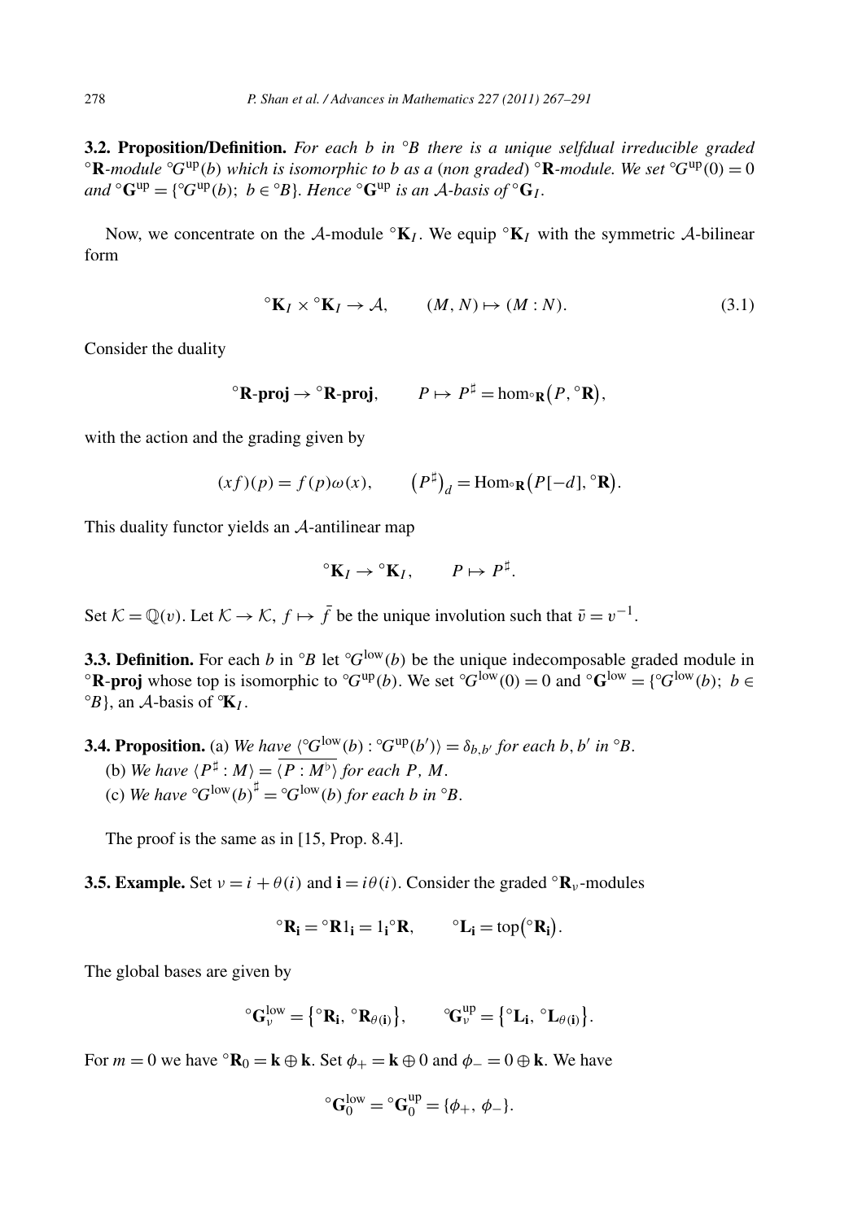**3.2. Proposition/Definition.** *For each $b$ in ${}^\circ B$ there is a unique selfdual irreducible graded ${}^\circ\mathbf{R}$-module ${}^\circ G^{\mathrm{up}}(b)$ which is isomorphic to $b$ as a (non graded) ${}^\circ\mathbf{R}$-module. We set ${}^\circ G^{\mathrm{up}}(0) = 0$ and ${}^\circ\mathbf{G}^{\mathrm{up}} = \{{}^\circ G^{\mathrm{up}}(b);\ b \in {}^\circ B\}$. Hence ${}^\circ\mathbf{G}^{\mathrm{up}}$ is an $\mathcal{A}$-basis of ${}^\circ\mathbf{G}_I$.*

Now, we concentrate on the $\mathcal{A}$-module ${}^\circ\mathbf{K}_I$. We equip ${}^\circ\mathbf{K}_I$ with the symmetric $\mathcal{A}$-bilinear form

$$ {}^\circ\mathbf{K}_I \times {}^\circ\mathbf{K}_I \to \mathcal{A}, \qquad (M, N) \mapsto (M : N). \tag{3.1} $$

Consider the duality

$$ {}^\circ\mathbf{R}\text{-}\mathbf{proj} \to {}^\circ\mathbf{R}\text{-}\mathbf{proj}, \qquad P \mapsto P^\sharp = \hom_{{}^\circ\mathbf{R}}\big(P, {}^\circ\mathbf{R}\big), $$

with the action and the grading given by

$$ (xf)(p) = f(p)\omega(x), \qquad \big(P^\sharp\big)_d = \mathrm{Hom}_{{}^\circ\mathbf{R}}\big(P[-d], {}^\circ\mathbf{R}\big). $$

This duality functor yields an $\mathcal{A}$-antilinear map

$$ {}^\circ\mathbf{K}_I \to {}^\circ\mathbf{K}_I, \qquad P \mapsto P^\sharp. $$

Set $\mathcal{K} = \mathbb{Q}(v)$. Let $\mathcal{K} \to \mathcal{K}$, $f \mapsto \bar{f}$ be the unique involution such that $\bar{v} = v^{-1}$.

**3.3. Definition.** For each $b$ in ${}^\circ B$ let ${}^\circ G^{\mathrm{low}}(b)$ be the unique indecomposable graded module in ${}^\circ\mathbf{R}$-$\mathbf{proj}$ whose top is isomorphic to ${}^\circ G^{\mathrm{up}}(b)$. We set ${}^\circ G^{\mathrm{low}}(0) = 0$ and ${}^\circ\mathbf{G}^{\mathrm{low}} = \{{}^\circ G^{\mathrm{low}}(b);\ b \in {}^\circ B\}$, an $\mathcal{A}$-basis of ${}^\circ\mathbf{K}_I$.

**3.4. Proposition.** (a) *We have $\overline{\langle {}^\circ G^{\mathrm{low}}(b) : {}^\circ G^{\mathrm{up}}(b')\rangle} = \delta_{b,b'}$ for each $b, b'$ in ${}^\circ B$.*

(b) *We have $\langle P^\sharp : M\rangle = \overline{\langle P : M^\flat\rangle}$ for each $P$, $M$.*

(c) *We have ${}^\circ G^{\mathrm{low}}(b)^\sharp = {}^\circ G^{\mathrm{low}}(b)$ for each $b$ in ${}^\circ B$.*

The proof is the same as in [15, Prop. 8.4].

**3.5. Example.** Set $\nu = i + \theta(i)$ and $\mathbf{i} = i\theta(i)$. Consider the graded ${}^\circ\mathbf{R}_\nu$-modules

$$ {}^\circ\mathbf{R}_{\mathbf{i}} = {}^\circ\mathbf{R}1_{\mathbf{i}} = 1_{\mathbf{i}}{}^\circ\mathbf{R}, \qquad {}^\circ\mathbf{L}_{\mathbf{i}} = \mathrm{top}\big({}^\circ\mathbf{R}_{\mathbf{i}}\big). $$

The global bases are given by

$$ {}^\circ\mathbf{G}^{\mathrm{low}}_\nu = \big\{{}^\circ\mathbf{R}_{\mathbf{i}},\ {}^\circ\mathbf{R}_{\theta(\mathbf{i})}\big\}, \qquad {}^\circ\mathbf{G}^{\mathrm{up}}_\nu = \big\{{}^\circ\mathbf{L}_{\mathbf{i}},\ {}^\circ\mathbf{L}_{\theta(\mathbf{i})}\big\}. $$

For $m = 0$ we have ${}^\circ\mathbf{R}_0 = \mathbf{k} \oplus \mathbf{k}$. Set $\phi_+ = \mathbf{k} \oplus 0$ and $\phi_- = 0 \oplus \mathbf{k}$. We have

$$ {}^\circ\mathbf{G}^{\mathrm{low}}_0 = {}^\circ\mathbf{G}^{\mathrm{up}}_0 = \{\phi_+, \phi_-\}. $$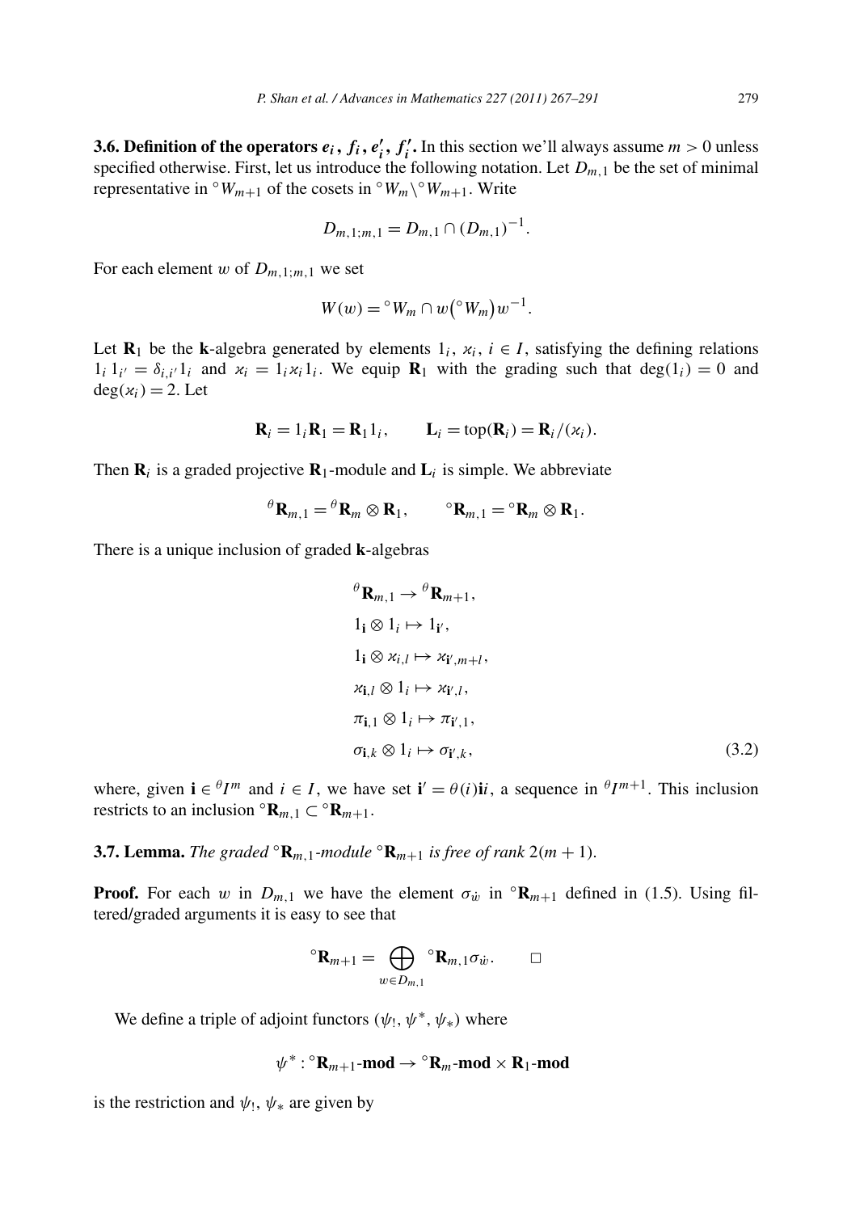**3.6. Definition of the operators $e_i$, $f_i$, $e'_i$, $f'_i$.** In this section we'll always assume $m > 0$ unless specified otherwise. First, let us introduce the following notation. Let $D_{m,1}$ be the set of minimal representative in ${}^\circ W_{m+1}$ of the cosets in ${}^\circ W_m \backslash {}^\circ W_{m+1}$. Write

$$D_{m,1;m,1} = D_{m,1} \cap (D_{m,1})^{-1}.$$

For each element $w$ of $D_{m,1;m,1}$ we set

$$W(w) = {}^\circ W_m \cap w\big({}^\circ W_m\big) w^{-1}.$$

Let $\mathbf{R}_1$ be the $\mathbf{k}$-algebra generated by elements $1_i$, $\varkappa_i$, $i \in I$, satisfying the defining relations $1_i 1_{i'} = \delta_{i,i'} 1_i$ and $\varkappa_i = 1_i \varkappa_i 1_i$. We equip $\mathbf{R}_1$ with the grading such that $\deg(1_i) = 0$ and $\deg(\varkappa_i) = 2$. Let

$$\mathbf{R}_i = 1_i \mathbf{R}_1 = \mathbf{R}_1 1_i, \qquad \mathbf{L}_i = \mathrm{top}(\mathbf{R}_i) = \mathbf{R}_i/(\varkappa_i).$$

Then $\mathbf{R}_i$ is a graded projective $\mathbf{R}_1$-module and $\mathbf{L}_i$ is simple. We abbreviate

$${}^\theta\mathbf{R}_{m,1} = {}^\theta\mathbf{R}_m \otimes \mathbf{R}_1, \qquad {}^\circ\mathbf{R}_{m,1} = {}^\circ\mathbf{R}_m \otimes \mathbf{R}_1.$$

There is a unique inclusion of graded $\mathbf{k}$-algebras

$$\begin{aligned}
&{}^\theta\mathbf{R}_{m,1} \to {}^\theta\mathbf{R}_{m+1},\\
&1_{\mathbf{i}} \otimes 1_i \mapsto 1_{\mathbf{i}'},\\
&1_{\mathbf{i}} \otimes \varkappa_{i,l} \mapsto \varkappa_{\mathbf{i}',m+l},\\
&\varkappa_{\mathbf{i},l} \otimes 1_i \mapsto \varkappa_{\mathbf{i}',l},\\
&\pi_{\mathbf{i},1} \otimes 1_i \mapsto \pi_{\mathbf{i}',1},\\
&\sigma_{\mathbf{i},k} \otimes 1_i \mapsto \sigma_{\mathbf{i}',k},
\end{aligned} \tag{3.2}$$

where, given $\mathbf{i} \in {}^\theta I^m$ and $i \in I$, we have set $\mathbf{i}' = \theta(i)\mathbf{i}i$, a sequence in ${}^\theta I^{m+1}$. This inclusion restricts to an inclusion ${}^\circ\mathbf{R}_{m,1} \subset {}^\circ\mathbf{R}_{m+1}$.

**3.7. Lemma.** *The graded ${}^\circ\mathbf{R}_{m,1}$-module ${}^\circ\mathbf{R}_{m+1}$ is free of rank $2(m+1)$.*

**Proof.** For each $w$ in $D_{m,1}$ we have the element $\sigma_{\dot w}$ in ${}^\circ\mathbf{R}_{m+1}$ defined in (1.5). Using filtered/graded arguments it is easy to see that

$${}^\circ\mathbf{R}_{m+1} = \bigoplus_{w \in D_{m,1}} {}^\circ\mathbf{R}_{m,1}\sigma_{\dot w}. \qquad \square$$

We define a triple of adjoint functors $(\psi_!, \psi^*, \psi_*)$ where

$$\psi^* : {}^\circ\mathbf{R}_{m+1}\text{-}\mathbf{mod} \to {}^\circ\mathbf{R}_m\text{-}\mathbf{mod} \times \mathbf{R}_1\text{-}\mathbf{mod}$$

is the restriction and $\psi_!$, $\psi_*$ are given by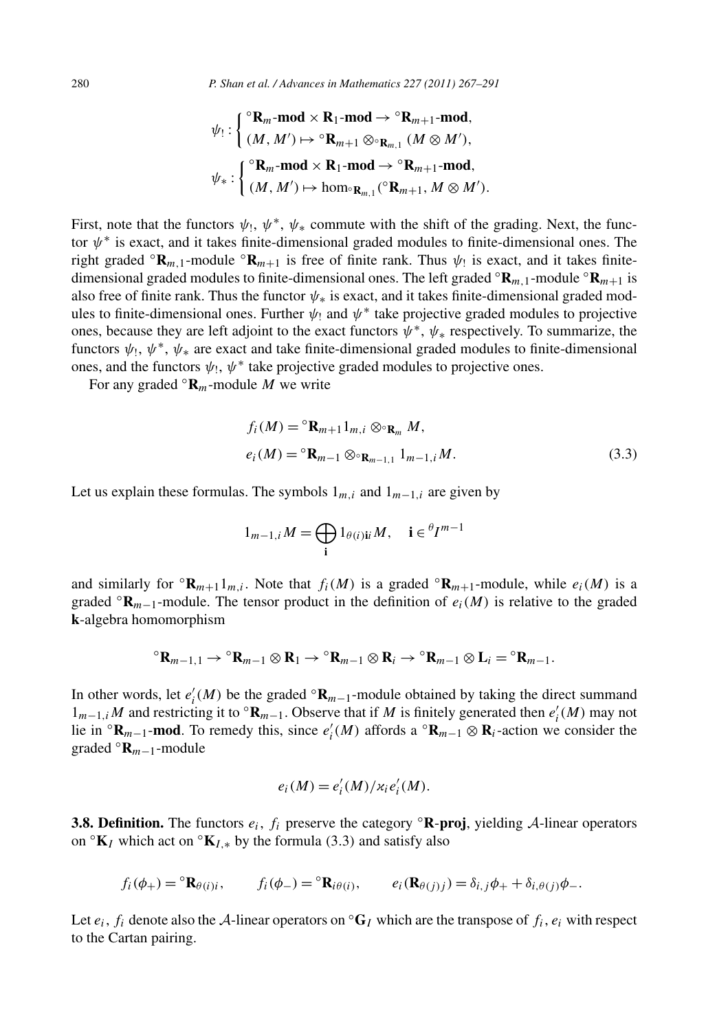$$\psi_! : \begin{cases} {}^\circ\mathbf{R}_m\text{-}\mathbf{mod} \times \mathbf{R}_1\text{-}\mathbf{mod} \to {}^\circ\mathbf{R}_{m+1}\text{-}\mathbf{mod}, \\ (M, M') \mapsto {}^\circ\mathbf{R}_{m+1} \otimes_{{}^\circ\mathbf{R}_{m,1}} (M \otimes M'), \end{cases}$$

$$\psi_* : \begin{cases} {}^\circ\mathbf{R}_m\text{-}\mathbf{mod} \times \mathbf{R}_1\text{-}\mathbf{mod} \to {}^\circ\mathbf{R}_{m+1}\text{-}\mathbf{mod}, \\ (M, M') \mapsto \hom_{{}^\circ\mathbf{R}_{m,1}}({}^\circ\mathbf{R}_{m+1}, M \otimes M'). \end{cases}$$

First, note that the functors $\psi_!$, $\psi^*$, $\psi_*$ commute with the shift of the grading. Next, the functor $\psi^*$ is exact, and it takes finite-dimensional graded modules to finite-dimensional ones. The right graded ${}^\circ\mathbf{R}_{m,1}$-module ${}^\circ\mathbf{R}_{m+1}$ is free of finite rank. Thus $\psi_!$ is exact, and it takes finite-dimensional graded modules to finite-dimensional ones. The left graded ${}^\circ\mathbf{R}_{m,1}$-module ${}^\circ\mathbf{R}_{m+1}$ is also free of finite rank. Thus the functor $\psi_*$ is exact, and it takes finite-dimensional graded modules to finite-dimensional ones. Further $\psi_!$ and $\psi^*$ take projective graded modules to projective ones, because they are left adjoint to the exact functors $\psi^*$, $\psi_*$ respectively. To summarize, the functors $\psi_!$, $\psi^*$, $\psi_*$ are exact and take finite-dimensional graded modules to finite-dimensional ones, and the functors $\psi_!$, $\psi^*$ take projective graded modules to projective ones.

For any graded ${}^\circ\mathbf{R}_m$-module $M$ we write

$$\begin{aligned} f_i(M) &= {}^\circ\mathbf{R}_{m+1} 1_{m,i} \otimes_{{}^\circ\mathbf{R}_m} M, \\ e_i(M) &= {}^\circ\mathbf{R}_{m-1} \otimes_{{}^\circ\mathbf{R}_{m-1,1}} 1_{m-1,i} M. \end{aligned} \tag{3.3}$$

Let us explain these formulas. The symbols $1_{m,i}$ and $1_{m-1,i}$ are given by

$$1_{m-1,i} M = \bigoplus_{\mathbf{i}} 1_{\theta(i)\mathbf{i}i} M, \quad \mathbf{i} \in {}^\theta I^{m-1}$$

and similarly for ${}^\circ\mathbf{R}_{m+1} 1_{m,i}$. Note that $f_i(M)$ is a graded ${}^\circ\mathbf{R}_{m+1}$-module, while $e_i(M)$ is a graded ${}^\circ\mathbf{R}_{m-1}$-module. The tensor product in the definition of $e_i(M)$ is relative to the graded $\mathbf{k}$-algebra homomorphism

$${}^\circ\mathbf{R}_{m-1,1} \to {}^\circ\mathbf{R}_{m-1} \otimes \mathbf{R}_1 \to {}^\circ\mathbf{R}_{m-1} \otimes \mathbf{R}_i \to {}^\circ\mathbf{R}_{m-1} \otimes \mathbf{L}_i = {}^\circ\mathbf{R}_{m-1}.$$

In other words, let $e'_i(M)$ be the graded ${}^\circ\mathbf{R}_{m-1}$-module obtained by taking the direct summand $1_{m-1,i} M$ and restricting it to ${}^\circ\mathbf{R}_{m-1}$. Observe that if $M$ is finitely generated then $e'_i(M)$ may not lie in ${}^\circ\mathbf{R}_{m-1}$-**mod**. To remedy this, since $e'_i(M)$ affords a ${}^\circ\mathbf{R}_{m-1} \otimes \mathbf{R}_i$-action we consider the graded ${}^\circ\mathbf{R}_{m-1}$-module

$$e_i(M) = e'_i(M) / \varkappa_i e'_i(M).$$

**3.8. Definition.** The functors $e_i$, $f_i$ preserve the category ${}^\circ\mathbf{R}$-**proj**, yielding $\mathcal{A}$-linear operators on ${}^\circ\mathbf{K}_I$ which act on ${}^\circ\mathbf{K}_{I,*}$ by the formula (3.3) and satisfy also

$$f_i(\phi_+) = {}^\circ\mathbf{R}_{\theta(i)i}, \qquad f_i(\phi_-) = {}^\circ\mathbf{R}_{i\theta(i)}, \qquad e_i(\mathbf{R}_{\theta(j)j}) = \delta_{i,j}\phi_+ + \delta_{i,\theta(j)}\phi_-.$$

Let $e_i$, $f_i$ denote also the $\mathcal{A}$-linear operators on ${}^\circ\mathbf{G}_I$ which are the transpose of $f_i$, $e_i$ with respect to the Cartan pairing.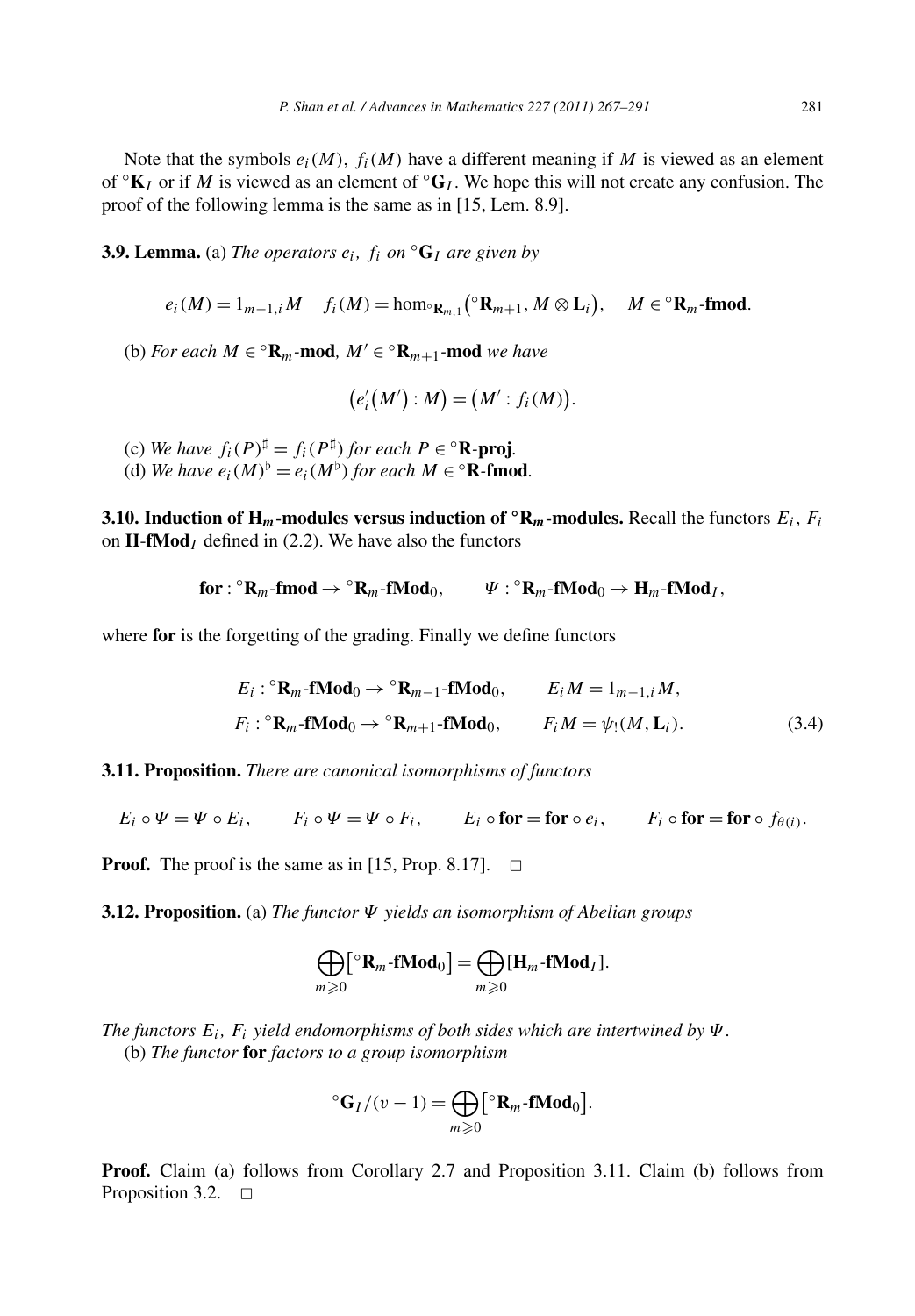Note that the symbols $e_i(M)$, $f_i(M)$ have a different meaning if $M$ is viewed as an element of ${}^\circ\mathbf{K}_I$ or if $M$ is viewed as an element of ${}^\circ\mathbf{G}_I$. We hope this will not create any confusion. The proof of the following lemma is the same as in [15, Lem. 8.9].

**3.9. Lemma.** (a) *The operators $e_i$, $f_i$ on ${}^\circ\mathbf{G}_I$ are given by*

$$e_i(M) = 1_{m-1,i}M \quad f_i(M) = \hom_{{}^\circ\mathbf{R}_{m,1}}\big({}^\circ\mathbf{R}_{m+1}, M \otimes \mathbf{L}_i\big), \quad M \in {}^\circ\mathbf{R}_m\text{-}\mathbf{fmod}.$$

(b) *For each $M \in {}^\circ\mathbf{R}_m$-**mod**, $M' \in {}^\circ\mathbf{R}_{m+1}$-**mod** we have*

$$\big(e_i'(M') : M\big) = \big(M' : f_i(M)\big).$$

(c) *We have $f_i(P)^\sharp = f_i(P^\sharp)$ for each $P \in {}^\circ\mathbf{R}$-**proj**.*
(d) *We have $e_i(M)^\flat = e_i(M^\flat)$ for each $M \in {}^\circ\mathbf{R}$-**fmod**.*

**3.10. Induction of $\mathbf{H}_m$-modules versus induction of ${}^\circ\mathbf{R}_m$-modules.** Recall the functors $E_i$, $F_i$ on $\mathbf{H}$-$\mathbf{fMod}_I$ defined in (2.2). We have also the functors

$$\mathbf{for} : {}^\circ\mathbf{R}_m\text{-}\mathbf{fmod} \to {}^\circ\mathbf{R}_m\text{-}\mathbf{fMod}_0, \qquad \Psi : {}^\circ\mathbf{R}_m\text{-}\mathbf{fMod}_0 \to \mathbf{H}_m\text{-}\mathbf{fMod}_I,$$

where **for** is the forgetting of the grading. Finally we define functors

$$\begin{aligned} &E_i : {}^\circ\mathbf{R}_m\text{-}\mathbf{fMod}_0 \to {}^\circ\mathbf{R}_{m-1}\text{-}\mathbf{fMod}_0, \qquad E_i M = 1_{m-1,i}M, \\ &F_i : {}^\circ\mathbf{R}_m\text{-}\mathbf{fMod}_0 \to {}^\circ\mathbf{R}_{m+1}\text{-}\mathbf{fMod}_0, \qquad F_i M = \psi_!(M, \mathbf{L}_i). \end{aligned} \tag{3.4}$$

**3.11. Proposition.** *There are canonical isomorphisms of functors*

$$E_i \circ \Psi = \Psi \circ E_i, \qquad F_i \circ \Psi = \Psi \circ F_i, \qquad E_i \circ \mathbf{for} = \mathbf{for} \circ e_i, \qquad F_i \circ \mathbf{for} = \mathbf{for} \circ f_{\theta(i)}.$$

**Proof.** The proof is the same as in [15, Prop. 8.17]. $\square$

**3.12. Proposition.** (a) *The functor $\Psi$ yields an isomorphism of Abelian groups*

$$\bigoplus_{m \geqslant 0}\big[{}^\circ\mathbf{R}_m\text{-}\mathbf{fMod}_0\big] = \bigoplus_{m \geqslant 0}[\mathbf{H}_m\text{-}\mathbf{fMod}_I].$$

*The functors $E_i$, $F_i$ yield endomorphisms of both sides which are intertwined by $\Psi$.*
(b) *The functor **for** factors to a group isomorphism*

$${}^\circ\mathbf{G}_I/(v-1) = \bigoplus_{m \geqslant 0}\big[{}^\circ\mathbf{R}_m\text{-}\mathbf{fMod}_0\big].$$

**Proof.** Claim (a) follows from Corollary 2.7 and Proposition 3.11. Claim (b) follows from Proposition 3.2. $\square$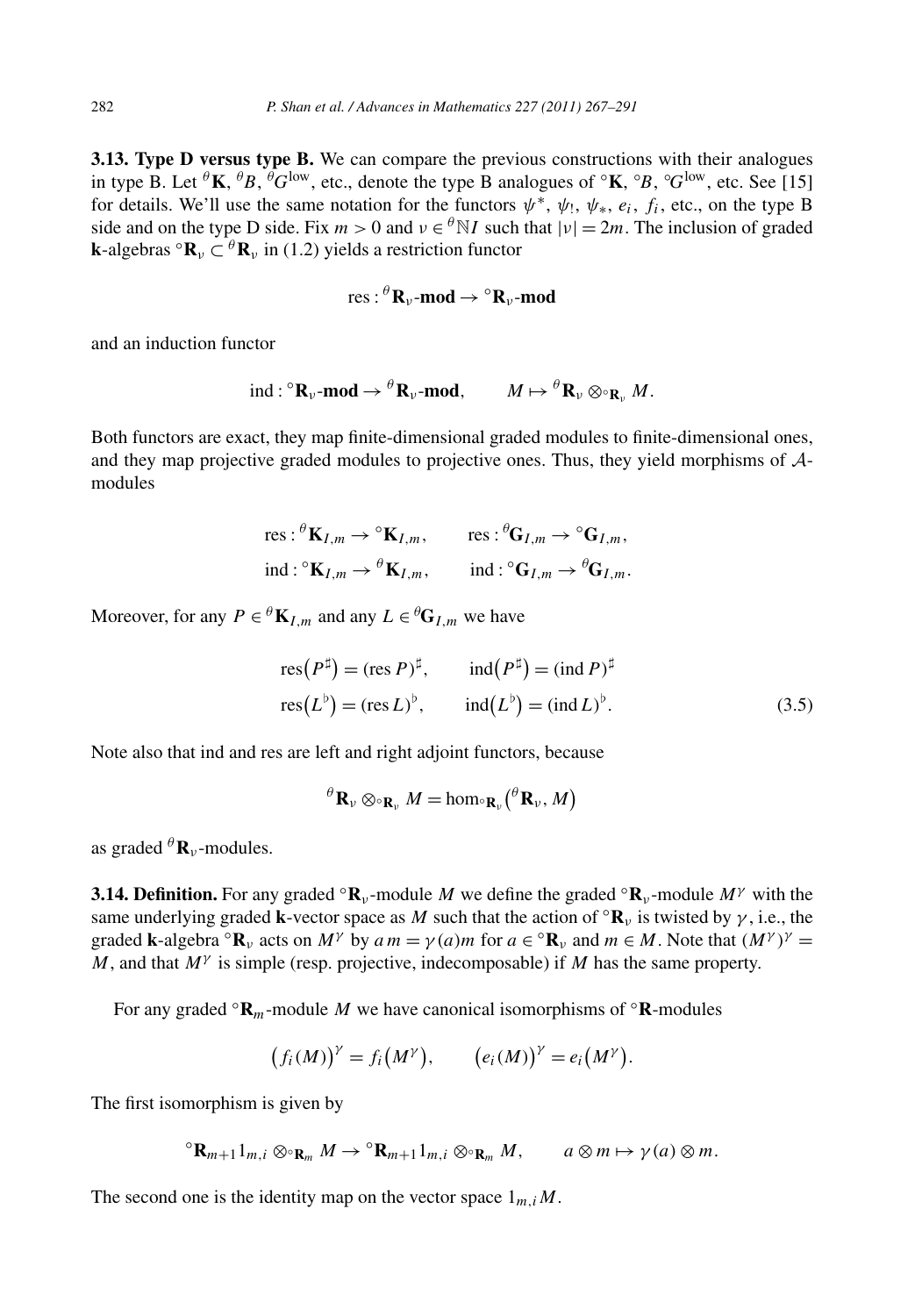**3.13. Type D versus type B.** We can compare the previous constructions with their analogues in type B. Let ${}^\theta\mathbf{K}$, ${}^\theta B$, ${}^\theta G^{\mathrm{low}}$, etc., denote the type B analogues of ${}^\circ\mathbf{K}$, ${}^\circ B$, ${}^\circ G^{\mathrm{low}}$, etc. See [15] for details. We'll use the same notation for the functors $\psi^*$, $\psi_!$, $\psi_*$, $e_i$, $f_i$, etc., on the type B side and on the type D side. Fix $m > 0$ and $\nu \in {}^\theta\mathbb{N}I$ such that $|\nu| = 2m$. The inclusion of graded $\mathbf{k}$-algebras ${}^\circ\mathbf{R}_\nu \subset {}^\theta\mathbf{R}_\nu$ in (1.2) yields a restriction functor

$$\mathrm{res} : {}^\theta\mathbf{R}_\nu\text{-}\mathbf{mod} \to {}^\circ\mathbf{R}_\nu\text{-}\mathbf{mod}$$

and an induction functor

$$\mathrm{ind} : {}^\circ\mathbf{R}_\nu\text{-}\mathbf{mod} \to {}^\theta\mathbf{R}_\nu\text{-}\mathbf{mod}, \qquad M \mapsto {}^\theta\mathbf{R}_\nu \otimes_{{}^\circ\mathbf{R}_\nu} M.$$

Both functors are exact, they map finite-dimensional graded modules to finite-dimensional ones, and they map projective graded modules to projective ones. Thus, they yield morphisms of $\mathcal{A}$-modules

$$\mathrm{res} : {}^\theta\mathbf{K}_{I,m} \to {}^\circ\mathbf{K}_{I,m}, \qquad \mathrm{res} : {}^\theta\mathbf{G}_{I,m} \to {}^\circ\mathbf{G}_{I,m},$$
$$\mathrm{ind} : {}^\circ\mathbf{K}_{I,m} \to {}^\theta\mathbf{K}_{I,m}, \qquad \mathrm{ind} : {}^\circ\mathbf{G}_{I,m} \to {}^\theta\mathbf{G}_{I,m}.$$

Moreover, for any $P \in {}^\theta\mathbf{K}_{I,m}$ and any $L \in {}^\theta\mathbf{G}_{I,m}$ we have

$$\begin{aligned} \mathrm{res}(P^\sharp) &= (\mathrm{res}\, P)^\sharp, \qquad \mathrm{ind}(P^\sharp) = (\mathrm{ind}\, P)^\sharp \\ \mathrm{res}(L^\flat) &= (\mathrm{res}\, L)^\flat, \qquad \mathrm{ind}(L^\flat) = (\mathrm{ind}\, L)^\flat. \end{aligned} \tag{3.5}$$

Note also that ind and res are left and right adjoint functors, because

$${}^\theta\mathbf{R}_\nu \otimes_{{}^\circ\mathbf{R}_\nu} M = \hom_{{}^\circ\mathbf{R}_\nu}\big({}^\theta\mathbf{R}_\nu, M\big)$$

as graded ${}^\theta\mathbf{R}_\nu$-modules.

**3.14. Definition.** For any graded ${}^\circ\mathbf{R}_\nu$-module $M$ we define the graded ${}^\circ\mathbf{R}_\nu$-module $M^\gamma$ with the same underlying graded $\mathbf{k}$-vector space as $M$ such that the action of ${}^\circ\mathbf{R}_\nu$ is twisted by $\gamma$, i.e., the graded $\mathbf{k}$-algebra ${}^\circ\mathbf{R}_\nu$ acts on $M^\gamma$ by $a\,m = \gamma(a)m$ for $a \in {}^\circ\mathbf{R}_\nu$ and $m \in M$. Note that $(M^\gamma)^\gamma = M$, and that $M^\gamma$ is simple (resp. projective, indecomposable) if $M$ has the same property.

For any graded ${}^\circ\mathbf{R}_m$-module $M$ we have canonical isomorphisms of ${}^\circ\mathbf{R}$-modules

$$\big(f_i(M)\big)^\gamma = f_i\big(M^\gamma\big), \qquad \big(e_i(M)\big)^\gamma = e_i\big(M^\gamma\big).$$

The first isomorphism is given by

$${}^\circ\mathbf{R}_{m+1}1_{m,i} \otimes_{{}^\circ\mathbf{R}_m} M \to {}^\circ\mathbf{R}_{m+1}1_{m,i} \otimes_{{}^\circ\mathbf{R}_m} M, \qquad a \otimes m \mapsto \gamma(a) \otimes m.$$

The second one is the identity map on the vector space $1_{m,i}M$.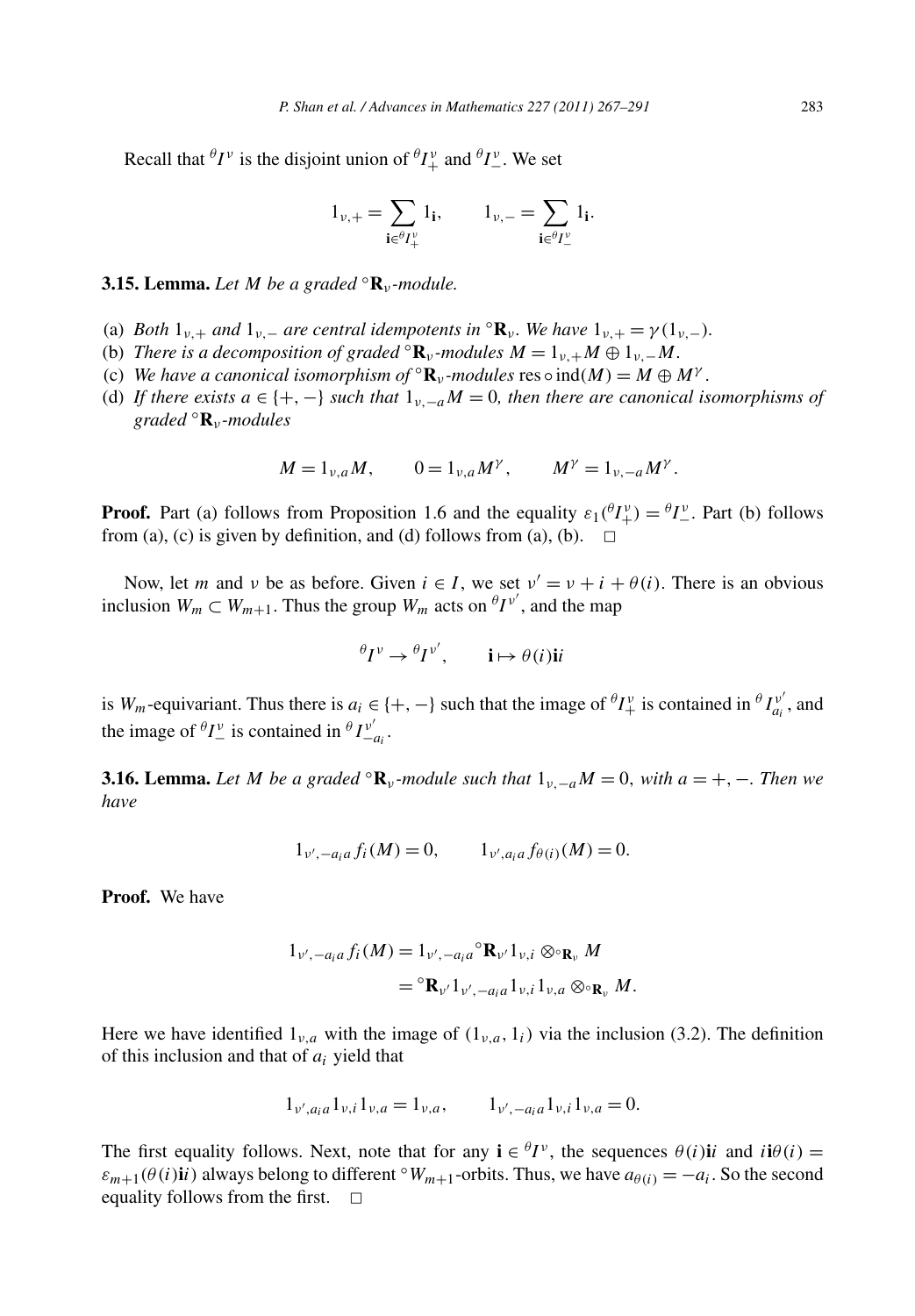Recall that ${}^\theta I^\nu$ is the disjoint union of ${}^\theta I^\nu_+$ and ${}^\theta I^\nu_-$. We set

$$1_{\nu,+} = \sum_{\mathbf{i}\in {}^\theta I^\nu_+} 1_{\mathbf{i}}, \qquad 1_{\nu,-} = \sum_{\mathbf{i}\in {}^\theta I^\nu_-} 1_{\mathbf{i}}.$$

**3.15. Lemma.** *Let $M$ be a graded ${}^\circ\mathbf{R}_\nu$-module.*

(a) *Both $1_{\nu,+}$ and $1_{\nu,-}$ are central idempotents in ${}^\circ\mathbf{R}_\nu$. We have $1_{\nu,+} = \gamma(1_{\nu,-})$.*
(b) *There is a decomposition of graded ${}^\circ\mathbf{R}_\nu$-modules $M = 1_{\nu,+}M \oplus 1_{\nu,-}M$.*
(c) *We have a canonical isomorphism of ${}^\circ\mathbf{R}_\nu$-modules $\operatorname{res}\circ\operatorname{ind}(M) = M \oplus M^\gamma$.*
(d) *If there exists $a \in \{+,-\}$ such that $1_{\nu,-a}M = 0$, then there are canonical isomorphisms of graded ${}^\circ\mathbf{R}_\nu$-modules*

$$M = 1_{\nu,a}M, \qquad 0 = 1_{\nu,a}M^\gamma, \qquad M^\gamma = 1_{\nu,-a}M^\gamma.$$

**Proof.** Part (a) follows from Proposition 1.6 and the equality $\varepsilon_1({}^\theta I^\nu_+) = {}^\theta I^\nu_-$. Part (b) follows from (a), (c) is given by definition, and (d) follows from (a), (b). $\square$

Now, let $m$ and $\nu$ be as before. Given $i \in I$, we set $\nu' = \nu + i + \theta(i)$. There is an obvious inclusion $W_m \subset W_{m+1}$. Thus the group $W_m$ acts on ${}^\theta I^{\nu'}$, and the map

$${}^\theta I^\nu \to {}^\theta I^{\nu'}, \qquad \mathbf{i} \mapsto \theta(i)\mathbf{i}i$$

is $W_m$-equivariant. Thus there is $a_i \in \{+,-\}$ such that the image of ${}^\theta I^\nu_+$ is contained in ${}^\theta I^{\nu'}_{a_i}$, and the image of ${}^\theta I^\nu_-$ is contained in ${}^\theta I^{\nu'}_{-a_i}$.

**3.16. Lemma.** *Let $M$ be a graded ${}^\circ\mathbf{R}_\nu$-module such that $1_{\nu,-a}M = 0$, with $a = +,-$. Then we have*

$$1_{\nu',-a_i a} f_i(M) = 0, \qquad 1_{\nu',a_i a} f_{\theta(i)}(M) = 0.$$

**Proof.** We have

$$\begin{aligned}
1_{\nu',-a_i a} f_i(M) &= 1_{\nu',-a_i a}{}^\circ\mathbf{R}_{\nu'}1_{\nu,i} \otimes_{{}^\circ\mathbf{R}_\nu} M \\
&= {}^\circ\mathbf{R}_{\nu'}1_{\nu',-a_i a}1_{\nu,i}1_{\nu,a} \otimes_{{}^\circ\mathbf{R}_\nu} M.
\end{aligned}$$

Here we have identified $1_{\nu,a}$ with the image of $(1_{\nu,a}, 1_i)$ via the inclusion (3.2). The definition of this inclusion and that of $a_i$ yield that

$$1_{\nu',a_i a}1_{\nu,i}1_{\nu,a} = 1_{\nu,a}, \qquad 1_{\nu',-a_i a}1_{\nu,i}1_{\nu,a} = 0.$$

The first equality follows. Next, note that for any $\mathbf{i} \in {}^\theta I^\nu$, the sequences $\theta(i)\mathbf{i}i$ and $i\mathbf{i}\theta(i) = \varepsilon_{m+1}(\theta(i)\mathbf{i}i)$ always belong to different ${}^\circ W_{m+1}$-orbits. Thus, we have $a_{\theta(i)} = -a_i$. So the second equality follows from the first. $\square$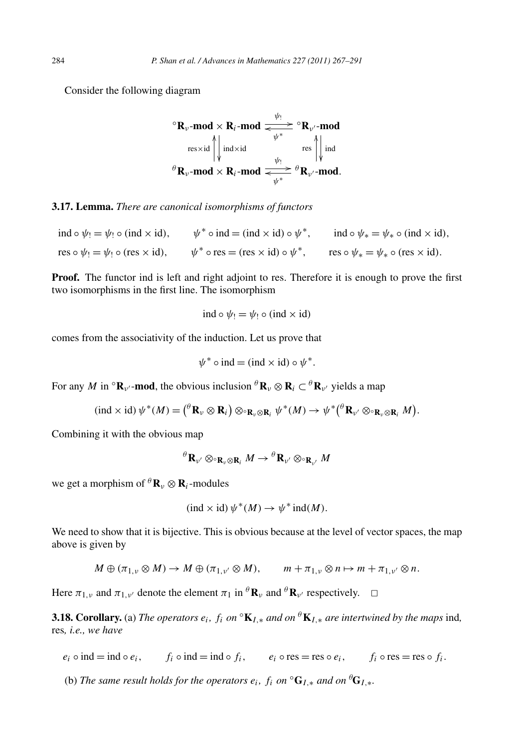Consider the following diagram

$$\begin{array}{ccc}
{}^\circ\mathbf{R}_\nu\text{-}\mathbf{mod} \times \mathbf{R}_i\text{-}\mathbf{mod} & \underset{\psi^*}{\overset{\psi_!}{\rightleftarrows}} & {}^\circ\mathbf{R}_{\nu'}\text{-}\mathbf{mod} \\
{\scriptstyle \mathrm{res}\times\mathrm{id}}\uparrow\downarrow{\scriptstyle \mathrm{ind}\times\mathrm{id}} & & {\scriptstyle \mathrm{res}}\uparrow\downarrow{\scriptstyle \mathrm{ind}} \\
{}^\theta\mathbf{R}_\nu\text{-}\mathbf{mod} \times \mathbf{R}_i\text{-}\mathbf{mod} & \underset{\psi^*}{\overset{\psi_!}{\rightleftarrows}} & {}^\theta\mathbf{R}_{\nu'}\text{-}\mathbf{mod}.
\end{array}$$

**3.17. Lemma.** *There are canonical isomorphisms of functors*

$$\mathrm{ind} \circ \psi_! = \psi_! \circ (\mathrm{ind} \times \mathrm{id}), \qquad \psi^* \circ \mathrm{ind} = (\mathrm{ind} \times \mathrm{id}) \circ \psi^*, \qquad \mathrm{ind} \circ \psi_* = \psi_* \circ (\mathrm{ind} \times \mathrm{id}),$$
$$\mathrm{res} \circ \psi_! = \psi_! \circ (\mathrm{res} \times \mathrm{id}), \qquad \psi^* \circ \mathrm{res} = (\mathrm{res} \times \mathrm{id}) \circ \psi^*, \qquad \mathrm{res} \circ \psi_* = \psi_* \circ (\mathrm{res} \times \mathrm{id}).$$

**Proof.** The functor ind is left and right adjoint to res. Therefore it is enough to prove the first two isomorphisms in the first line. The isomorphism

$$\mathrm{ind} \circ \psi_! = \psi_! \circ (\mathrm{ind} \times \mathrm{id})$$

comes from the associativity of the induction. Let us prove that

$$\psi^* \circ \mathrm{ind} = (\mathrm{ind} \times \mathrm{id}) \circ \psi^*.$$

For any $M$ in ${}^\circ\mathbf{R}_{\nu'}$-**mod**, the obvious inclusion ${}^\theta\mathbf{R}_\nu \otimes \mathbf{R}_i \subset {}^\theta\mathbf{R}_{\nu'}$ yields a map

$$(\mathrm{ind} \times \mathrm{id})\, \psi^*(M) = \big({}^\theta\mathbf{R}_\nu \otimes \mathbf{R}_i\big) \otimes_{{}^\circ\mathbf{R}_\nu \otimes \mathbf{R}_i} \psi^*(M) \to \psi^*\big({}^\theta\mathbf{R}_{\nu'} \otimes_{{}^\circ\mathbf{R}_\nu \otimes \mathbf{R}_i} M\big).$$

Combining it with the obvious map

$${}^\theta\mathbf{R}_{\nu'} \otimes_{{}^\circ\mathbf{R}_\nu \otimes \mathbf{R}_i} M \to {}^\theta\mathbf{R}_{\nu'} \otimes_{{}^\circ\mathbf{R}_{\nu'}} M$$

we get a morphism of ${}^\theta\mathbf{R}_\nu \otimes \mathbf{R}_i$-modules

$$(\mathrm{ind} \times \mathrm{id})\, \psi^*(M) \to \psi^*\, \mathrm{ind}(M).$$

We need to show that it is bijective. This is obvious because at the level of vector spaces, the map above is given by

$$M \oplus (\pi_{1,\nu} \otimes M) \to M \oplus (\pi_{1,\nu'} \otimes M), \qquad m + \pi_{1,\nu} \otimes n \mapsto m + \pi_{1,\nu'} \otimes n.$$

Here $\pi_{1,\nu}$ and $\pi_{1,\nu'}$ denote the element $\pi_1$ in ${}^\theta\mathbf{R}_\nu$ and ${}^\theta\mathbf{R}_{\nu'}$ respectively. $\square$

**3.18. Corollary.** (a) *The operators $e_i$, $f_i$ on ${}^\circ\mathbf{K}_{I,*}$ and on ${}^\theta\mathbf{K}_{I,*}$ are intertwined by the maps* ind*,* res*, i.e., we have*

$$e_i \circ \mathrm{ind} = \mathrm{ind} \circ e_i, \qquad f_i \circ \mathrm{ind} = \mathrm{ind} \circ f_i, \qquad e_i \circ \mathrm{res} = \mathrm{res} \circ e_i, \qquad f_i \circ \mathrm{res} = \mathrm{res} \circ f_i.$$

(b) *The same result holds for the operators $e_i$, $f_i$ on ${}^\circ\mathbf{G}_{I,*}$ and on ${}^\theta\mathbf{G}_{I,*}$.*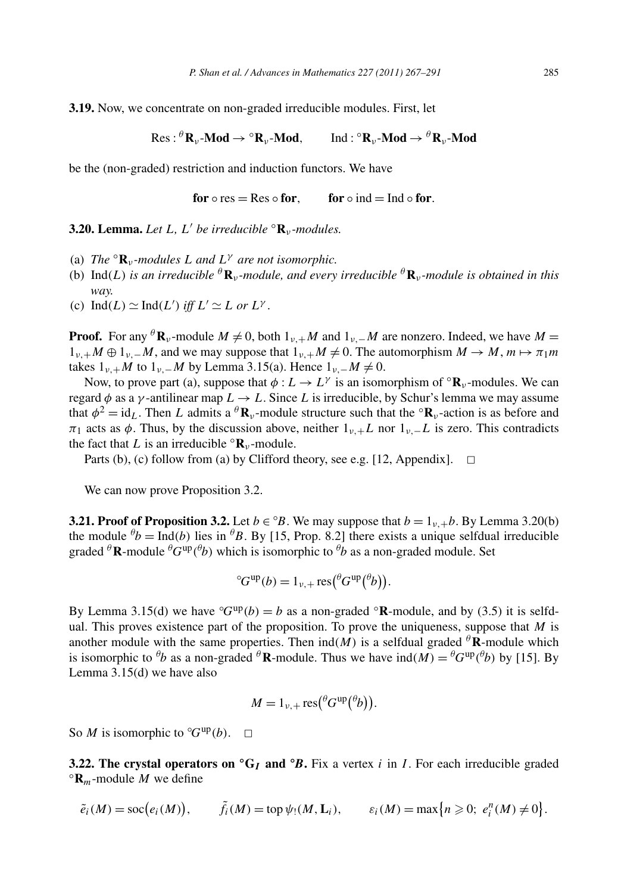**3.19.** Now, we concentrate on non-graded irreducible modules. First, let

$$\mathrm{Res} : {}^\theta\mathbf{R}_\nu\text{-}\mathbf{Mod} \to {}^\circ\mathbf{R}_\nu\text{-}\mathbf{Mod}, \qquad \mathrm{Ind} : {}^\circ\mathbf{R}_\nu\text{-}\mathbf{Mod} \to {}^\theta\mathbf{R}_\nu\text{-}\mathbf{Mod}$$

be the (non-graded) restriction and induction functors. We have

$$\mathbf{for} \circ \mathrm{res} = \mathrm{Res} \circ \mathbf{for}, \qquad \mathbf{for} \circ \mathrm{ind} = \mathrm{Ind} \circ \mathbf{for}.$$

**3.20. Lemma.** *Let $L$, $L'$ be irreducible ${}^\circ\mathbf{R}_\nu$-modules.*

- (a) *The ${}^\circ\mathbf{R}_\nu$-modules $L$ and $L^\gamma$ are not isomorphic.*
- (b) *$\mathrm{Ind}(L)$ is an irreducible ${}^\theta\mathbf{R}_\nu$-module, and every irreducible ${}^\theta\mathbf{R}_\nu$-module is obtained in this way.*
- (c) *$\mathrm{Ind}(L) \simeq \mathrm{Ind}(L')$ iff $L' \simeq L$ or $L^\gamma$.*

**Proof.** For any ${}^\theta\mathbf{R}_\nu$-module $M \neq 0$, both $1_{\nu,+}M$ and $1_{\nu,-}M$ are nonzero. Indeed, we have $M = 1_{\nu,+}M \oplus 1_{\nu,-}M$, and we may suppose that $1_{\nu,+}M \neq 0$. The automorphism $M \to M$, $m \mapsto \pi_1 m$ takes $1_{\nu,+}M$ to $1_{\nu,-}M$ by Lemma 3.15(a). Hence $1_{\nu,-}M \neq 0$.

Now, to prove part (a), suppose that $\phi : L \to L^\gamma$ is an isomorphism of ${}^\circ\mathbf{R}_\nu$-modules. We can regard $\phi$ as a $\gamma$-antilinear map $L \to L$. Since $L$ is irreducible, by Schur's lemma we may assume that $\phi^2 = \mathrm{id}_L$. Then $L$ admits a ${}^\theta\mathbf{R}_\nu$-module structure such that the ${}^\circ\mathbf{R}_\nu$-action is as before and $\pi_1$ acts as $\phi$. Thus, by the discussion above, neither $1_{\nu,+}L$ nor $1_{\nu,-}L$ is zero. This contradicts the fact that $L$ is an irreducible ${}^\circ\mathbf{R}_\nu$-module.

Parts (b), (c) follow from (a) by Clifford theory, see e.g. [12, Appendix]. $\square$

We can now prove Proposition 3.2.

**3.21. Proof of Proposition 3.2.** Let $b \in {}^\circ B$. We may suppose that $b = 1_{\nu,+}b$. By Lemma 3.20(b) the module ${}^\theta b = \mathrm{Ind}(b)$ lies in ${}^\theta B$. By [15, Prop. 8.2] there exists a unique selfdual irreducible graded ${}^\theta\mathbf{R}$-module ${}^\theta G^{\mathrm{up}}({}^\theta b)$ which is isomorphic to ${}^\theta b$ as a non-graded module. Set

$${}^\circ G^{\mathrm{up}}(b) = 1_{\nu,+}\,\mathrm{res}\big({}^\theta G^{\mathrm{up}}\big({}^\theta b\big)\big).$$

By Lemma 3.15(d) we have ${}^\circ G^{\mathrm{up}}(b) = b$ as a non-graded ${}^\circ\mathbf{R}$-module, and by (3.5) it is selfdual. This proves existence part of the proposition. To prove the uniqueness, suppose that $M$ is another module with the same properties. Then $\mathrm{ind}(M)$ is a selfdual graded ${}^\theta\mathbf{R}$-module which is isomorphic to ${}^\theta b$ as a non-graded ${}^\theta\mathbf{R}$-module. Thus we have $\mathrm{ind}(M) = {}^\theta G^{\mathrm{up}}({}^\theta b)$ by [15]. By Lemma 3.15(d) we have also

$$M = 1_{\nu,+}\,\mathrm{res}\big({}^\theta G^{\mathrm{up}}\big({}^\theta b\big)\big).$$

So $M$ is isomorphic to ${}^\circ G^{\mathrm{up}}(b)$. $\square$

**3.22. The crystal operators on ${}^\circ\mathbf{G}_I$ and ${}^\circ B$.** Fix a vertex $i$ in $I$. For each irreducible graded ${}^\circ\mathbf{R}_m$-module $M$ we define

$$\tilde{e}_i(M) = \mathrm{soc}\big(e_i(M)\big), \qquad \tilde{f}_i(M) = \mathrm{top}\,\psi_!(M, \mathbf{L}_i), \qquad \varepsilon_i(M) = \max\big\{n \geqslant 0;\ e_i^n(M) \neq 0\big\}.$$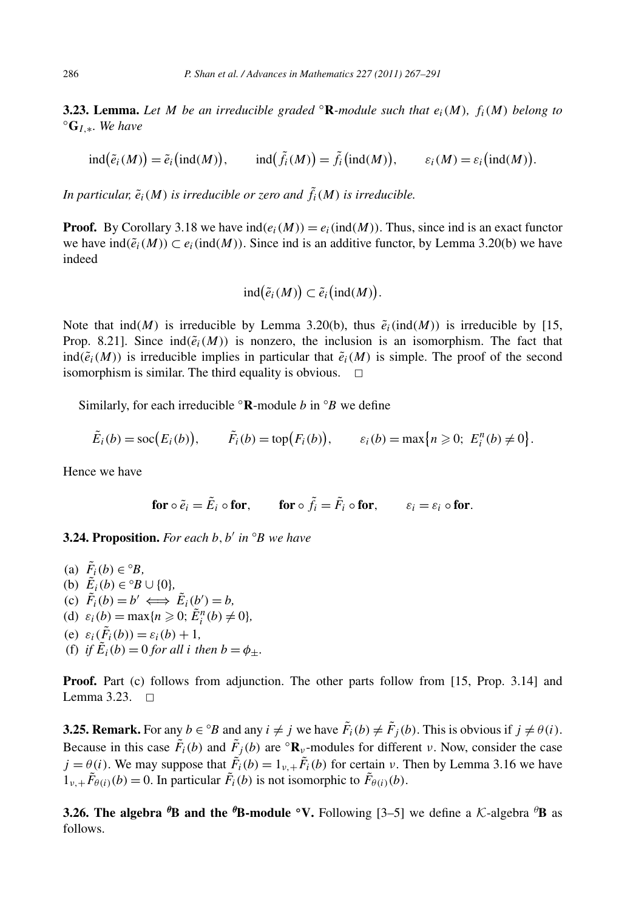**3.23. Lemma.** *Let $M$ be an irreducible graded ${}^\circ\mathbf{R}$-module such that $e_i(M)$, $f_i(M)$ belong to ${}^\circ\mathbf{G}_{I,*}$. We have*

$$\operatorname{ind}(\tilde{e}_i(M)) = \tilde{e}_i(\operatorname{ind}(M)), \qquad \operatorname{ind}(\tilde{f}_i(M)) = \tilde{f}_i(\operatorname{ind}(M)), \qquad \varepsilon_i(M) = \varepsilon_i(\operatorname{ind}(M)).$$

*In particular, $\tilde{e}_i(M)$ is irreducible or zero and $\tilde{f}_i(M)$ is irreducible.*

**Proof.** By Corollary 3.18 we have $\operatorname{ind}(e_i(M)) = e_i(\operatorname{ind}(M))$. Thus, since ind is an exact functor we have $\operatorname{ind}(\tilde{e}_i(M)) \subset e_i(\operatorname{ind}(M))$. Since ind is an additive functor, by Lemma 3.20(b) we have indeed

$$\operatorname{ind}(\tilde{e}_i(M)) \subset \tilde{e}_i(\operatorname{ind}(M)).$$

Note that $\operatorname{ind}(M)$ is irreducible by Lemma 3.20(b), thus $\tilde{e}_i(\operatorname{ind}(M))$ is irreducible by [15, Prop. 8.21]. Since $\operatorname{ind}(\tilde{e}_i(M))$ is nonzero, the inclusion is an isomorphism. The fact that $\operatorname{ind}(\tilde{e}_i(M))$ is irreducible implies in particular that $\tilde{e}_i(M)$ is simple. The proof of the second isomorphism is similar. The third equality is obvious. $\square$

Similarly, for each irreducible ${}^\circ\mathbf{R}$-module $b$ in ${}^\circ B$ we define

$$\tilde{E}_i(b) = \operatorname{soc}(E_i(b)), \qquad \tilde{F}_i(b) = \operatorname{top}(F_i(b)), \qquad \varepsilon_i(b) = \max\{n \geqslant 0;\ E_i^n(b) \neq 0\}.$$

Hence we have

$$\mathbf{for} \circ \tilde{e}_i = \tilde{E}_i \circ \mathbf{for}, \qquad \mathbf{for} \circ \tilde{f}_i = \tilde{F}_i \circ \mathbf{for}, \qquad \varepsilon_i = \varepsilon_i \circ \mathbf{for}.$$

**3.24. Proposition.** *For each $b, b'$ in ${}^\circ B$ we have*

(a) $\tilde{F}_i(b) \in {}^\circ B$,
(b) $\tilde{E}_i(b) \in {}^\circ B \cup \{0\}$,
(c) $\tilde{F}_i(b) = b' \iff \tilde{E}_i(b') = b$,
(d) $\varepsilon_i(b) = \max\{n \geqslant 0;\ \tilde{E}_i^n(b) \neq 0\}$,
(e) $\varepsilon_i(\tilde{F}_i(b)) = \varepsilon_i(b) + 1$,
(f) *if $\tilde{E}_i(b) = 0$ for all $i$ then $b = \phi_\pm$.*

**Proof.** Part (c) follows from adjunction. The other parts follow from [15, Prop. 3.14] and Lemma 3.23. $\square$

**3.25. Remark.** For any $b \in {}^\circ B$ and any $i \neq j$ we have $\tilde{F}_i(b) \neq \tilde{F}_j(b)$. This is obvious if $j \neq \theta(i)$. Because in this case $\tilde{F}_i(b)$ and $\tilde{F}_j(b)$ are ${}^\circ\mathbf{R}_\nu$-modules for different $\nu$. Now, consider the case $j = \theta(i)$. We may suppose that $\tilde{F}_i(b) = 1_{\nu,+}\tilde{F}_i(b)$ for certain $\nu$. Then by Lemma 3.16 we have $1_{\nu,+}\tilde{F}_{\theta(i)}(b) = 0$. In particular $\tilde{F}_i(b)$ is not isomorphic to $\tilde{F}_{\theta(i)}(b)$.

**3.26. The algebra ${}^\theta\mathbf{B}$ and the ${}^\theta\mathbf{B}$-module ${}^\circ\mathbf{V}$.** Following [3–5] we define a $\mathcal{K}$-algebra ${}^\theta\mathbf{B}$ as follows.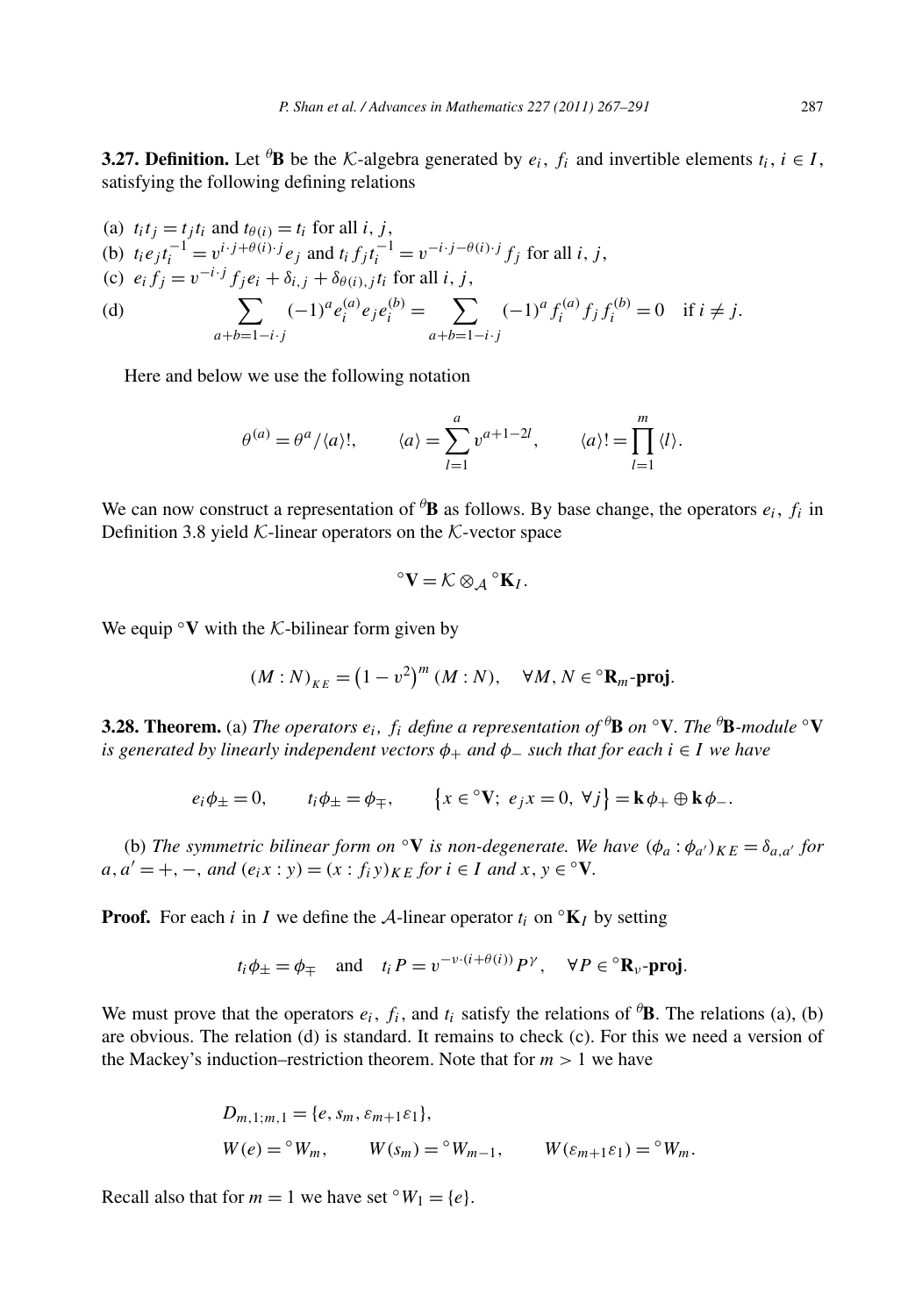**3.27. Definition.** Let ${}^\theta\mathbf{B}$ be the $\mathcal{K}$-algebra generated by $e_i$, $f_i$ and invertible elements $t_i$, $i \in I$, satisfying the following defining relations

(a) $t_i t_j = t_j t_i$ and $t_{\theta(i)} = t_i$ for all $i, j$,
(b) $t_i e_j t_i^{-1} = v^{i\cdot j + \theta(i)\cdot j} e_j$ and $t_i f_j t_i^{-1} = v^{-i\cdot j - \theta(i)\cdot j} f_j$ for all $i, j$,
(c) $e_i f_j = v^{-i\cdot j} f_j e_i + \delta_{i,j} + \delta_{\theta(i),j} t_i$ for all $i, j$,
(d)
$$\sum_{a+b=1-i\cdot j} (-1)^a e_i^{(a)} e_j e_i^{(b)} = \sum_{a+b=1-i\cdot j} (-1)^a f_i^{(a)} f_j f_i^{(b)} = 0 \quad \text{if } i \neq j.$$

Here and below we use the following notation

$$\theta^{(a)} = \theta^a / \langle a \rangle!, \qquad \langle a \rangle = \sum_{l=1}^{a} v^{a+1-2l}, \qquad \langle a \rangle! = \prod_{l=1}^{m} \langle l \rangle.$$

We can now construct a representation of ${}^\theta\mathbf{B}$ as follows. By base change, the operators $e_i$, $f_i$ in Definition 3.8 yield $\mathcal{K}$-linear operators on the $\mathcal{K}$-vector space

$${}^\circ\mathbf{V} = \mathcal{K} \otimes_{\mathcal{A}} {}^\circ\mathbf{K}_I.$$

We equip ${}^\circ\mathbf{V}$ with the $\mathcal{K}$-bilinear form given by

$$(M : N)_{KE} = \left(1 - v^2\right)^m (M : N), \quad \forall M, N \in {}^\circ\mathbf{R}_m\text{-}\mathbf{proj}.$$

**3.28. Theorem.** (a) *The operators $e_i$, $f_i$ define a representation of ${}^\theta\mathbf{B}$ on ${}^\circ\mathbf{V}$. The ${}^\theta\mathbf{B}$-module ${}^\circ\mathbf{V}$ is generated by linearly independent vectors $\phi_+$ and $\phi_-$ such that for each $i \in I$ we have*

$$e_i \phi_\pm = 0, \qquad t_i \phi_\pm = \phi_\mp, \qquad \left\{x \in {}^\circ\mathbf{V};\ e_j x = 0,\ \forall j\right\} = \mathbf{k}\,\phi_+ \oplus \mathbf{k}\,\phi_-.$$

(b) *The symmetric bilinear form on ${}^\circ\mathbf{V}$ is non-degenerate. We have $(\phi_a : \phi_{a'})_{KE} = \delta_{a,a'}$ for $a, a' = +, -$, and $(e_i x : y) = (x : f_i y)_{KE}$ for $i \in I$ and $x, y \in {}^\circ\mathbf{V}$.*

**Proof.** For each $i$ in $I$ we define the $\mathcal{A}$-linear operator $t_i$ on ${}^\circ\mathbf{K}_I$ by setting

$$t_i \phi_\pm = \phi_\mp \quad \text{and} \quad t_i P = v^{-\nu\cdot(i+\theta(i))} P^\gamma, \quad \forall P \in {}^\circ\mathbf{R}_\nu\text{-}\mathbf{proj}.$$

We must prove that the operators $e_i$, $f_i$, and $t_i$ satisfy the relations of ${}^\theta\mathbf{B}$. The relations (a), (b) are obvious. The relation (d) is standard. It remains to check (c). For this we need a version of the Mackey's induction–restriction theorem. Note that for $m > 1$ we have

$$D_{m,1;m,1} = \{e, s_m, \varepsilon_{m+1}\varepsilon_1\},$$
$$W(e) = {}^\circ W_m, \qquad W(s_m) = {}^\circ W_{m-1}, \qquad W(\varepsilon_{m+1}\varepsilon_1) = {}^\circ W_m.$$

Recall also that for $m = 1$ we have set ${}^\circ W_1 = \{e\}$.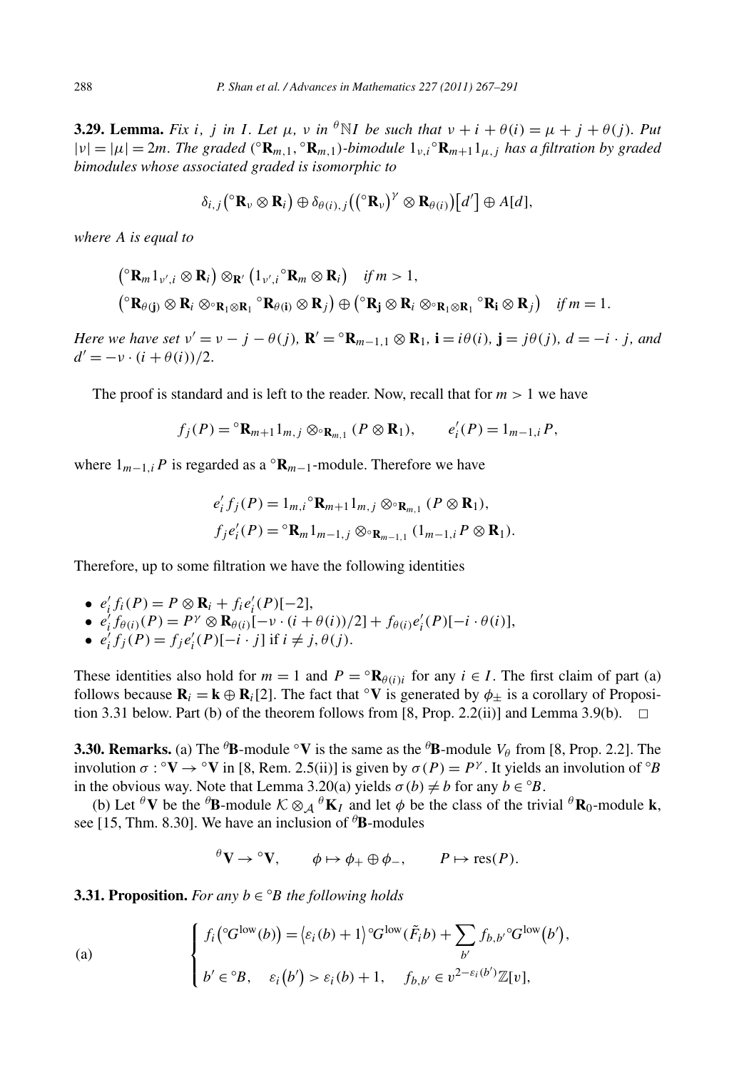**3.29. Lemma.** *Fix $i$, $j$ in $I$. Let $\mu$, $\nu$ in ${}^\theta\mathbb{N}I$ be such that $\nu + i + \theta(i) = \mu + j + \theta(j)$. Put $|\nu| = |\mu| = 2m$. The graded $({}^\circ\mathbf{R}_{m,1}, {}^\circ\mathbf{R}_{m,1})$-bimodule $1_{\nu,i}{}^\circ\mathbf{R}_{m+1}1_{\mu,j}$ has a filtration by graded bimodules whose associated graded is isomorphic to*

$$\delta_{i,j}\big({}^\circ\mathbf{R}_\nu \otimes \mathbf{R}_i\big) \oplus \delta_{\theta(i),j}\big(\big({}^\circ\mathbf{R}_\nu\big)^\gamma \otimes \mathbf{R}_{\theta(i)}\big)\big[d'\big] \oplus A[d],$$

*where $A$ is equal to*

$$\big({}^\circ\mathbf{R}_m 1_{\nu',i} \otimes \mathbf{R}_i\big) \otimes_{\mathbf{R}'} \big(1_{\nu',i}{}^\circ\mathbf{R}_m \otimes \mathbf{R}_i\big) \quad \text{if } m > 1,$$
$$\big({}^\circ\mathbf{R}_{\theta(\mathbf{j})} \otimes \mathbf{R}_i \otimes_{{}^\circ\mathbf{R}_1 \otimes \mathbf{R}_1} {}^\circ\mathbf{R}_{\theta(\mathbf{i})} \otimes \mathbf{R}_j\big) \oplus \big({}^\circ\mathbf{R}_\mathbf{j} \otimes \mathbf{R}_i \otimes_{{}^\circ\mathbf{R}_1 \otimes \mathbf{R}_1} {}^\circ\mathbf{R}_\mathbf{i} \otimes \mathbf{R}_j\big) \quad \text{if } m = 1.$$

*Here we have set $\nu' = \nu - j - \theta(j)$, $\mathbf{R}' = {}^\circ\mathbf{R}_{m-1,1} \otimes \mathbf{R}_1$, $\mathbf{i} = i\theta(i)$, $\mathbf{j} = j\theta(j)$, $d = -i \cdot j$, and $d' = -\nu \cdot (i + \theta(i))/2$.*

The proof is standard and is left to the reader. Now, recall that for $m > 1$ we have

$$f_j(P) = {}^\circ\mathbf{R}_{m+1}1_{m,j} \otimes_{{}^\circ\mathbf{R}_{m,1}} (P \otimes \mathbf{R}_1), \qquad e'_i(P) = 1_{m-1,i}P,$$

where $1_{m-1,i}P$ is regarded as a ${}^\circ\mathbf{R}_{m-1}$-module. Therefore we have

$$e'_i f_j(P) = 1_{m,i}{}^\circ\mathbf{R}_{m+1}1_{m,j} \otimes_{{}^\circ\mathbf{R}_{m,1}} (P \otimes \mathbf{R}_1),$$
$$f_j e'_i(P) = {}^\circ\mathbf{R}_m 1_{m-1,j} \otimes_{{}^\circ\mathbf{R}_{m-1,1}} (1_{m-1,i}P \otimes \mathbf{R}_1).$$

Therefore, up to some filtration we have the following identities

- $e'_i f_i(P) = P \otimes \mathbf{R}_i + f_i e'_i(P)[-2]$,
- $e'_i f_{\theta(i)}(P) = P^\gamma \otimes \mathbf{R}_{\theta(i)}[-\nu \cdot (i + \theta(i))/2] + f_{\theta(i)} e'_i(P)[-i \cdot \theta(i)]$,
- $e'_i f_j(P) = f_j e'_i(P)[-i \cdot j]$ if $i \neq j, \theta(j)$.

These identities also hold for $m = 1$ and $P = {}^\circ\mathbf{R}_{\theta(i)i}$ for any $i \in I$. The first claim of part (a) follows because $\mathbf{R}_i = \mathbf{k} \oplus \mathbf{R}_i[2]$. The fact that ${}^\circ\mathbf{V}$ is generated by $\phi_\pm$ is a corollary of Proposition 3.31 below. Part (b) of the theorem follows from [8, Prop. 2.2(ii)] and Lemma 3.9(b). $\square$

**3.30. Remarks.** (a) The ${}^\theta\mathbf{B}$-module ${}^\circ\mathbf{V}$ is the same as the ${}^\theta\mathbf{B}$-module $V_\theta$ from [8, Prop. 2.2]. The involution $\sigma : {}^\circ\mathbf{V} \to {}^\circ\mathbf{V}$ in [8, Rem. 2.5(ii)] is given by $\sigma(P) = P^\gamma$. It yields an involution of ${}^\circ B$ in the obvious way. Note that Lemma 3.20(a) yields $\sigma(b) \neq b$ for any $b \in {}^\circ B$.

(b) Let ${}^\theta\mathbf{V}$ be the ${}^\theta\mathbf{B}$-module $\mathcal{K} \otimes_\mathcal{A} {}^\theta\mathbf{K}_I$ and let $\phi$ be the class of the trivial ${}^\theta\mathbf{R}_0$-module $\mathbf{k}$, see [15, Thm. 8.30]. We have an inclusion of ${}^\theta\mathbf{B}$-modules

$${}^\theta\mathbf{V} \to {}^\circ\mathbf{V}, \qquad \phi \mapsto \phi_+ \oplus \phi_-, \qquad P \mapsto \operatorname{res}(P).$$

**3.31. Proposition.** *For any $b \in {}^\circ B$ the following holds*

(a)
$$\begin{cases} f_i\big({}^\circ G^{\mathrm{low}}(b)\big) = \big\langle \varepsilon_i(b) + 1\big\rangle {}^\circ G^{\mathrm{low}}(\tilde{F}_i b) + \displaystyle\sum_{b'} f_{b,b'} {}^\circ G^{\mathrm{low}}\big(b'\big), \\ b' \in {}^\circ B, \quad \varepsilon_i\big(b'\big) > \varepsilon_i(b) + 1, \quad f_{b,b'} \in v^{2-\varepsilon_i(b')}\mathbb{Z}[v], \end{cases}$$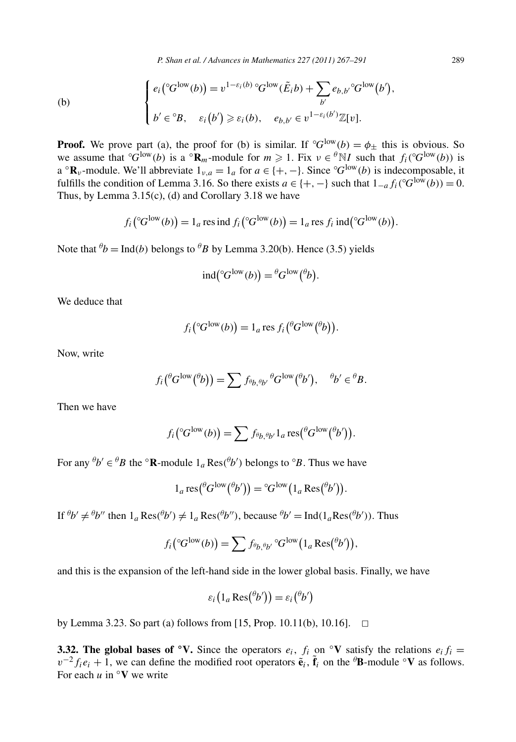(b)
$$\begin{cases} e_i\big({}^\circ G^{\mathrm{low}}(b)\big) = v^{1-\varepsilon_i(b)}\, {}^\circ G^{\mathrm{low}}(\tilde{E}_i b) + \sum_{b'} e_{b,b'}\, {}^\circ G^{\mathrm{low}}\big(b'\big), \\ b' \in {}^\circ B, \quad \varepsilon_i\big(b'\big) \geqslant \varepsilon_i(b), \quad e_{b,b'} \in v^{1-\varepsilon_i(b')}\mathbb{Z}[v]. \end{cases}$$

**Proof.** We prove part (a), the proof for (b) is similar. If ${}^\circ G^{\mathrm{low}}(b) = \phi_\pm$ this is obvious. So we assume that ${}^\circ G^{\mathrm{low}}(b)$ is a ${}^\circ\mathbf{R}_m$-module for $m \geqslant 1$. Fix $\nu \in {}^\theta\mathbb{N}I$ such that $f_i({}^\circ G^{\mathrm{low}}(b))$ is a ${}^\circ\mathbf{R}_\nu$-module. We'll abbreviate $1_{\nu,a} = 1_a$ for $a \in \{+,-\}$. Since ${}^\circ G^{\mathrm{low}}(b)$ is indecomposable, it fulfills the condition of Lemma 3.16. So there exists $a \in \{+,-\}$ such that $1_{-a} f_i({}^\circ G^{\mathrm{low}}(b)) = 0$. Thus, by Lemma 3.15(c), (d) and Corollary 3.18 we have

$$f_i\big({}^\circ G^{\mathrm{low}}(b)\big) = 1_a \operatorname{res} \operatorname{ind} f_i\big({}^\circ G^{\mathrm{low}}(b)\big) = 1_a \operatorname{res} f_i \operatorname{ind}\big({}^\circ G^{\mathrm{low}}(b)\big).$$

Note that ${}^\theta b = \operatorname{Ind}(b)$ belongs to ${}^\theta B$ by Lemma 3.20(b). Hence (3.5) yields

$$\operatorname{ind}\big({}^\circ G^{\mathrm{low}}(b)\big) = {}^\theta G^{\mathrm{low}}\big({}^\theta b\big).$$

We deduce that

$$f_i\big({}^\circ G^{\mathrm{low}}(b)\big) = 1_a \operatorname{res} f_i\big({}^\theta G^{\mathrm{low}}\big({}^\theta b\big)\big).$$

Now, write

$$f_i\big({}^\theta G^{\mathrm{low}}\big({}^\theta b\big)\big) = \sum f_{{}^\theta b, {}^\theta b'}\, {}^\theta G^{\mathrm{low}}\big({}^\theta b'\big), \quad {}^\theta b' \in {}^\theta B.$$

Then we have

$$f_i\big({}^\circ G^{\mathrm{low}}(b)\big) = \sum f_{{}^\theta b, {}^\theta b'} 1_a \operatorname{res}\big({}^\theta G^{\mathrm{low}}\big({}^\theta b'\big)\big).$$

For any ${}^\theta b' \in {}^\theta B$ the ${}^\circ\mathbf{R}$-module $1_a \operatorname{Res}({}^\theta b')$ belongs to ${}^\circ B$. Thus we have

$$1_a \operatorname{res}\big({}^\theta G^{\mathrm{low}}\big({}^\theta b'\big)\big) = {}^\circ G^{\mathrm{low}}\big(1_a \operatorname{Res}\big({}^\theta b'\big)\big).$$

If ${}^\theta b' \neq {}^\theta b''$ then $1_a \operatorname{Res}({}^\theta b') \neq 1_a \operatorname{Res}({}^\theta b'')$, because ${}^\theta b' = \operatorname{Ind}(1_a \operatorname{Res}({}^\theta b'))$. Thus

$$f_i\big({}^\circ G^{\mathrm{low}}(b)\big) = \sum f_{{}^\theta b, {}^\theta b'}\, {}^\circ G^{\mathrm{low}}\big(1_a \operatorname{Res}\big({}^\theta b'\big)\big),$$

and this is the expansion of the left-hand side in the lower global basis. Finally, we have

$$\varepsilon_i\big(1_a \operatorname{Res}\big({}^\theta b'\big)\big) = \varepsilon_i\big({}^\theta b'\big)$$

by Lemma 3.23. So part (a) follows from [15, Prop. 10.11(b), 10.16]. $\square$

**3.32. The global bases of ${}^\circ\mathbf{V}$.** Since the operators $e_i$, $f_i$ on ${}^\circ\mathbf{V}$ satisfy the relations $e_i f_i = v^{-2} f_i e_i + 1$, we can define the modified root operators $\tilde{\mathbf{e}}_i$, $\tilde{\mathbf{f}}_i$ on the ${}^\theta\mathbf{B}$-module ${}^\circ\mathbf{V}$ as follows. For each $u$ in ${}^\circ\mathbf{V}$ we write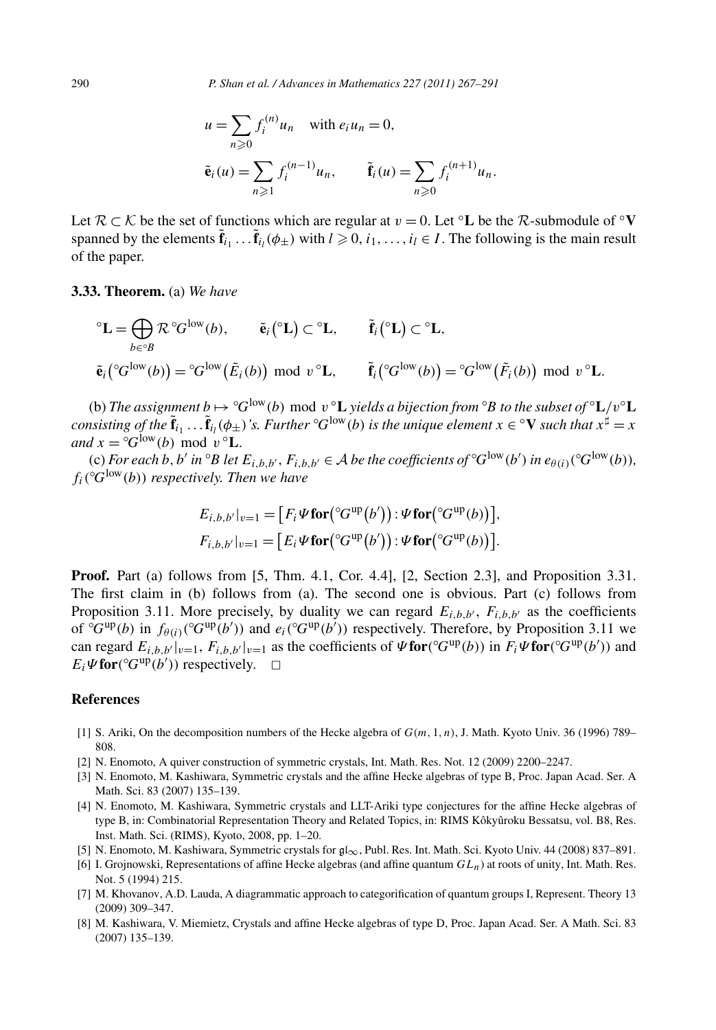$$u=\sum_{n\geqslant 0} f_i^{(n)} u_n \quad \text{with } e_i u_n = 0,$$

$$\tilde{\mathbf{e}}_i(u)=\sum_{n\geqslant 1} f_i^{(n-1)} u_n, \qquad \tilde{\mathbf{f}}_i(u)=\sum_{n\geqslant 0} f_i^{(n+1)} u_n.$$

Let $\mathcal{R}\subset\mathcal{K}$ be the set of functions which are regular at $v=0$. Let ${}^\circ\mathbf{L}$ be the $\mathcal{R}$-submodule of ${}^\circ\mathbf{V}$ spanned by the elements $\tilde{\mathbf{f}}_{i_1}\ldots\tilde{\mathbf{f}}_{i_l}(\phi_\pm)$ with $l\geqslant 0$, $i_1,\ldots,i_l\in I$. The following is the main result of the paper.

**3.33. Theorem.** (a) *We have*

$${}^\circ\mathbf{L}=\bigoplus_{b\in{}^\circ B}\mathcal{R}\,{}^\circ G^{\mathrm{low}}(b), \qquad \tilde{\mathbf{e}}_i\big({}^\circ\mathbf{L}\big)\subset{}^\circ\mathbf{L}, \qquad \tilde{\mathbf{f}}_i\big({}^\circ\mathbf{L}\big)\subset{}^\circ\mathbf{L},$$

$$\tilde{\mathbf{e}}_i\big({}^\circ G^{\mathrm{low}}(b)\big)={}^\circ G^{\mathrm{low}}\big(\tilde{E}_i(b)\big) \bmod v\,{}^\circ\mathbf{L}, \qquad \tilde{\mathbf{f}}_i\big({}^\circ G^{\mathrm{low}}(b)\big)={}^\circ G^{\mathrm{low}}\big(\tilde{F}_i(b)\big) \bmod v\,{}^\circ\mathbf{L}.$$

(b) *The assignment $b\mapsto{}^\circ G^{\mathrm{low}}(b) \bmod v\,{}^\circ\mathbf{L}$ yields a bijection from ${}^\circ B$ to the subset of ${}^\circ\mathbf{L}/v{}^\circ\mathbf{L}$ consisting of the $\tilde{\mathbf{f}}_{i_1}\ldots\tilde{\mathbf{f}}_{i_l}(\phi_\pm)$'s. Further ${}^\circ G^{\mathrm{low}}(b)$ is the unique element $x\in{}^\circ\mathbf{V}$ such that $x^\sharp=x$ and $x={}^\circ G^{\mathrm{low}}(b) \bmod v\,{}^\circ\mathbf{L}$.*

(c) *For each $b$, $b'$ in ${}^\circ B$ let $E_{i,b,b'}$, $F_{i,b,b'}\in\mathcal{A}$ be the coefficients of ${}^\circ G^{\mathrm{low}}(b')$ in $e_{\theta(i)}({}^\circ G^{\mathrm{low}}(b))$, $f_i({}^\circ G^{\mathrm{low}}(b))$ respectively. Then we have*

$$E_{i,b,b'}|_{v=1}=\big[F_i\Psi\mathbf{for}\big({}^\circ G^{\mathrm{up}}\big(b'\big)\big):\Psi\mathbf{for}\big({}^\circ G^{\mathrm{up}}(b)\big)\big],$$
$$F_{i,b,b'}|_{v=1}=\big[E_i\Psi\mathbf{for}\big({}^\circ G^{\mathrm{up}}\big(b'\big)\big):\Psi\mathbf{for}\big({}^\circ G^{\mathrm{up}}(b)\big)\big].$$

**Proof.** Part (a) follows from [5, Thm. 4.1, Cor. 4.4], [2, Section 2.3], and Proposition 3.31. The first claim in (b) follows from (a). The second one is obvious. Part (c) follows from Proposition 3.11. More precisely, by duality we can regard $E_{i,b,b'}$, $F_{i,b,b'}$ as the coefficients of ${}^\circ G^{\mathrm{up}}(b)$ in $f_{\theta(i)}({}^\circ G^{\mathrm{up}}(b'))$ and $e_i({}^\circ G^{\mathrm{up}}(b'))$ respectively. Therefore, by Proposition 3.11 we can regard $E_{i,b,b'}|_{v=1}$, $F_{i,b,b'}|_{v=1}$ as the coefficients of $\Psi\mathbf{for}({}^\circ G^{\mathrm{up}}(b))$ in $F_i\Psi\mathbf{for}({}^\circ G^{\mathrm{up}}(b'))$ and $E_i\Psi\mathbf{for}({}^\circ G^{\mathrm{up}}(b'))$ respectively. $\square$

## References

[1] S. Ariki, On the decomposition numbers of the Hecke algebra of $G(m,1,n)$, J. Math. Kyoto Univ. 36 (1996) 789–808.

[2] N. Enomoto, A quiver construction of symmetric crystals, Int. Math. Res. Not. 12 (2009) 2200–2247.

[3] N. Enomoto, M. Kashiwara, Symmetric crystals and the affine Hecke algebras of type B, Proc. Japan Acad. Ser. A Math. Sci. 83 (2007) 135–139.

[4] N. Enomoto, M. Kashiwara, Symmetric crystals and LLT-Ariki type conjectures for the affine Hecke algebras of type B, in: Combinatorial Representation Theory and Related Topics, in: RIMS Kôkyûroku Bessatsu, vol. B8, Res. Inst. Math. Sci. (RIMS), Kyoto, 2008, pp. 1–20.

[5] N. Enomoto, M. Kashiwara, Symmetric crystals for $\mathfrak{gl}_\infty$, Publ. Res. Int. Math. Sci. Kyoto Univ. 44 (2008) 837–891.

[6] I. Grojnowski, Representations of affine Hecke algebras (and affine quantum $GL_n$) at roots of unity, Int. Math. Res. Not. 5 (1994) 215.

[7] M. Khovanov, A.D. Lauda, A diagrammatic approach to categorification of quantum groups I, Represent. Theory 13 (2009) 309–347.

[8] M. Kashiwara, V. Miemietz, Crystals and affine Hecke algebras of type D, Proc. Japan Acad. Ser. A Math. Sci. 83 (2007) 135–139.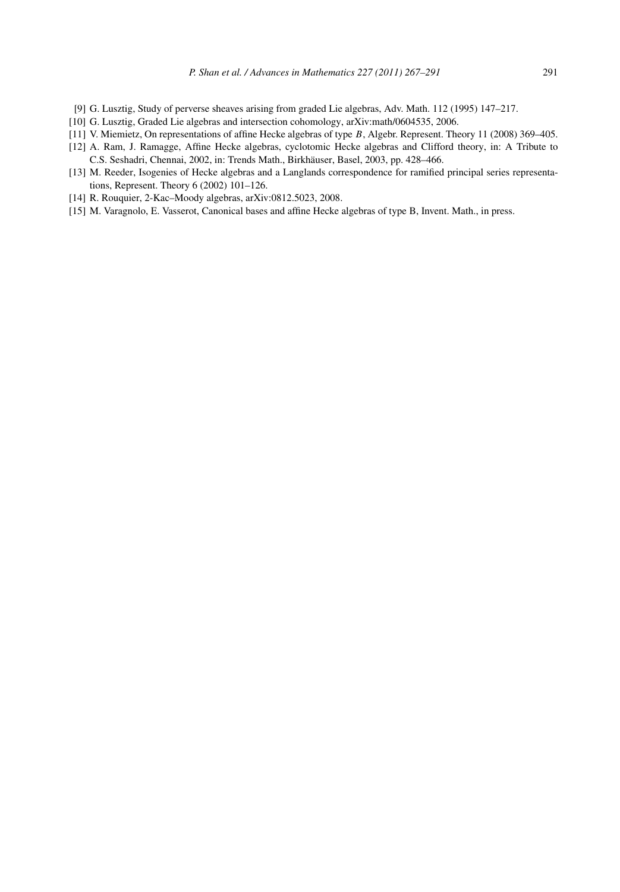[9] G. Lusztig, Study of perverse sheaves arising from graded Lie algebras, Adv. Math. 112 (1995) 147–217.

[10] G. Lusztig, Graded Lie algebras and intersection cohomology, arXiv:math/0604535, 2006.

[11] V. Miemietz, On representations of affine Hecke algebras of type $B$, Algebr. Represent. Theory 11 (2008) 369–405.

[12] A. Ram, J. Ramagge, Affine Hecke algebras, cyclotomic Hecke algebras and Clifford theory, in: A Tribute to C.S. Seshadri, Chennai, 2002, in: Trends Math., Birkhäuser, Basel, 2003, pp. 428–466.

[13] M. Reeder, Isogenies of Hecke algebras and a Langlands correspondence for ramified principal series representations, Represent. Theory 6 (2002) 101–126.

[14] R. Rouquier, 2-Kac–Moody algebras, arXiv:0812.5023, 2008.

[15] M. Varagnolo, E. Vasserot, Canonical bases and affine Hecke algebras of type B, Invent. Math., in press.